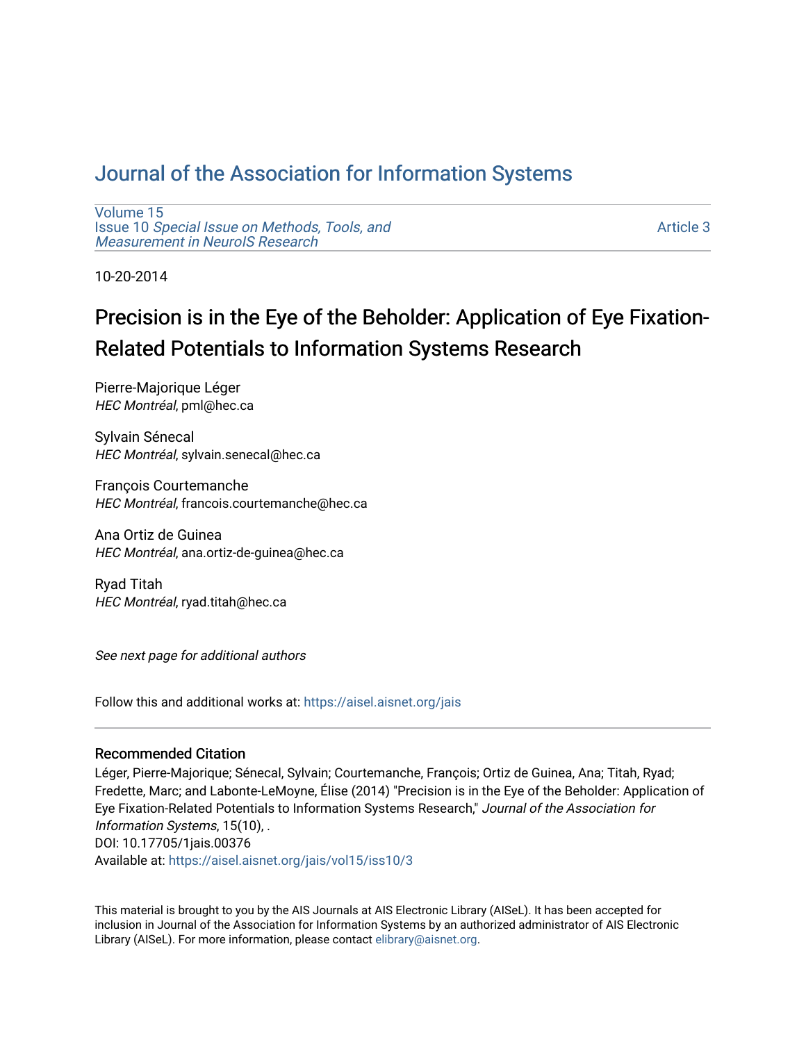# Journal of the Association for Information Systems

Volume 15
Issue 10 *Special Issue on Methods, Tools, and Measurement in NeuroIS Research*

Article 3

10-20-2014

## Precision is in the Eye of the Beholder: Application of Eye Fixation-Related Potentials to Information Systems Research

Pierre-Majorique Léger
*HEC Montréal*, pml@hec.ca

Sylvain Sénecal
*HEC Montréal*, sylvain.senecal@hec.ca

François Courtemanche
*HEC Montréal*, francois.courtemanche@hec.ca

Ana Ortiz de Guinea
*HEC Montréal*, ana.ortiz-de-guinea@hec.ca

Ryad Titah
*HEC Montréal*, ryad.titah@hec.ca

*See next page for additional authors*

Follow this and additional works at: https://aisel.aisnet.org/jais

---

### Recommended Citation

Léger, Pierre-Majorique; Sénecal, Sylvain; Courtemanche, François; Ortiz de Guinea, Ana; Titah, Ryad; Fredette, Marc; and Labonte-LeMoyne, Élise (2014) "Precision is in the Eye of the Beholder: Application of Eye Fixation-Related Potentials to Information Systems Research," *Journal of the Association for Information Systems*, 15(10), .
DOI: 10.17705/1jais.00376
Available at: https://aisel.aisnet.org/jais/vol15/iss10/3

This material is brought to you by the AIS Journals at AIS Electronic Library (AISeL). It has been accepted for inclusion in Journal of the Association for Information Systems by an authorized administrator of AIS Electronic Library (AISeL). For more information, please contact elibrary@aisnet.org.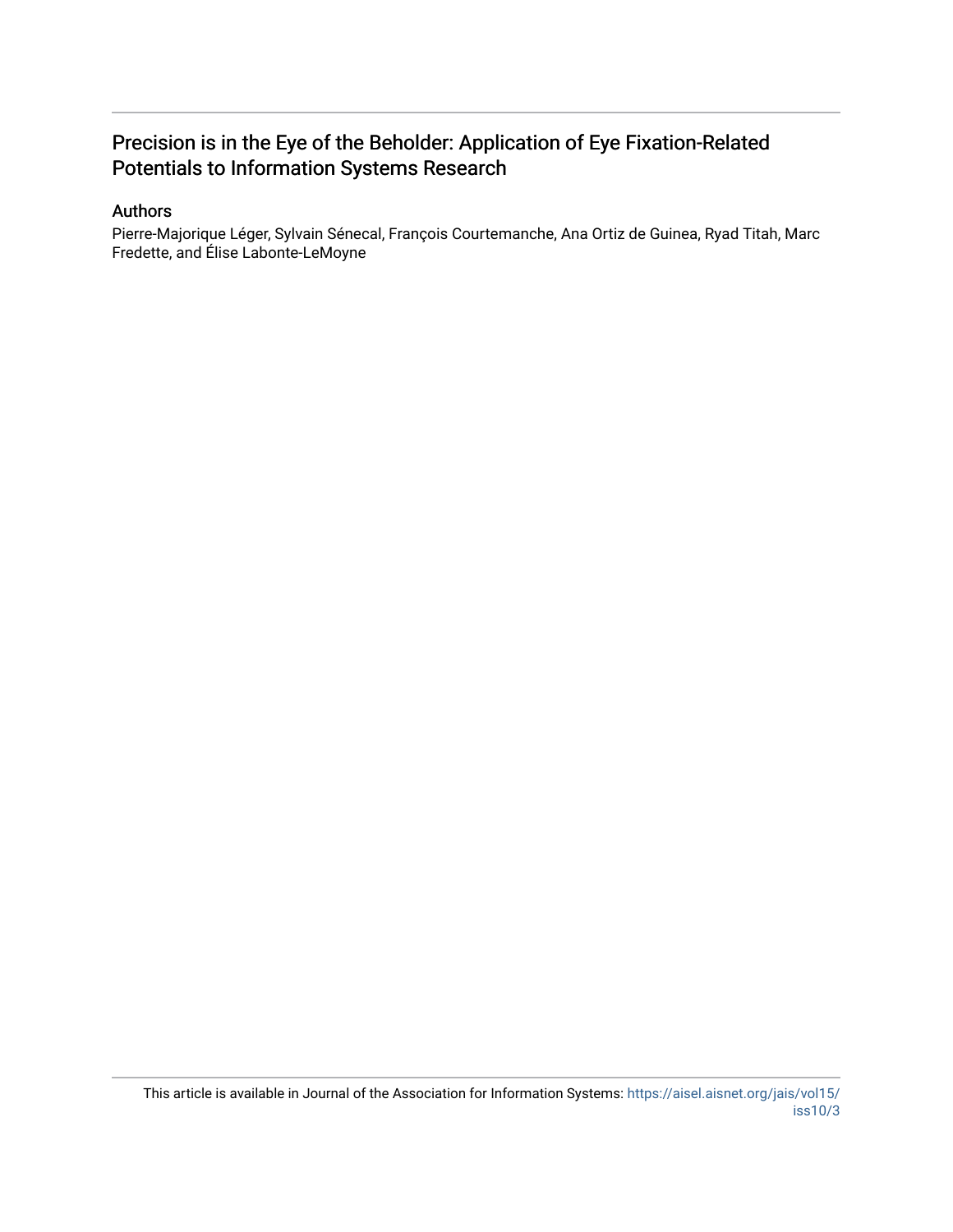# Precision is in the Eye of the Beholder: Application of Eye Fixation-Related Potentials to Information Systems Research

## Authors

Pierre-Majorique Léger, Sylvain Sénecal, François Courtemanche, Ana Ortiz de Guinea, Ryad Titah, Marc Fredette, and Élise Labonte-LeMoyne

This article is available in Journal of the Association for Information Systems: https://aisel.aisnet.org/jais/vol15/iss10/3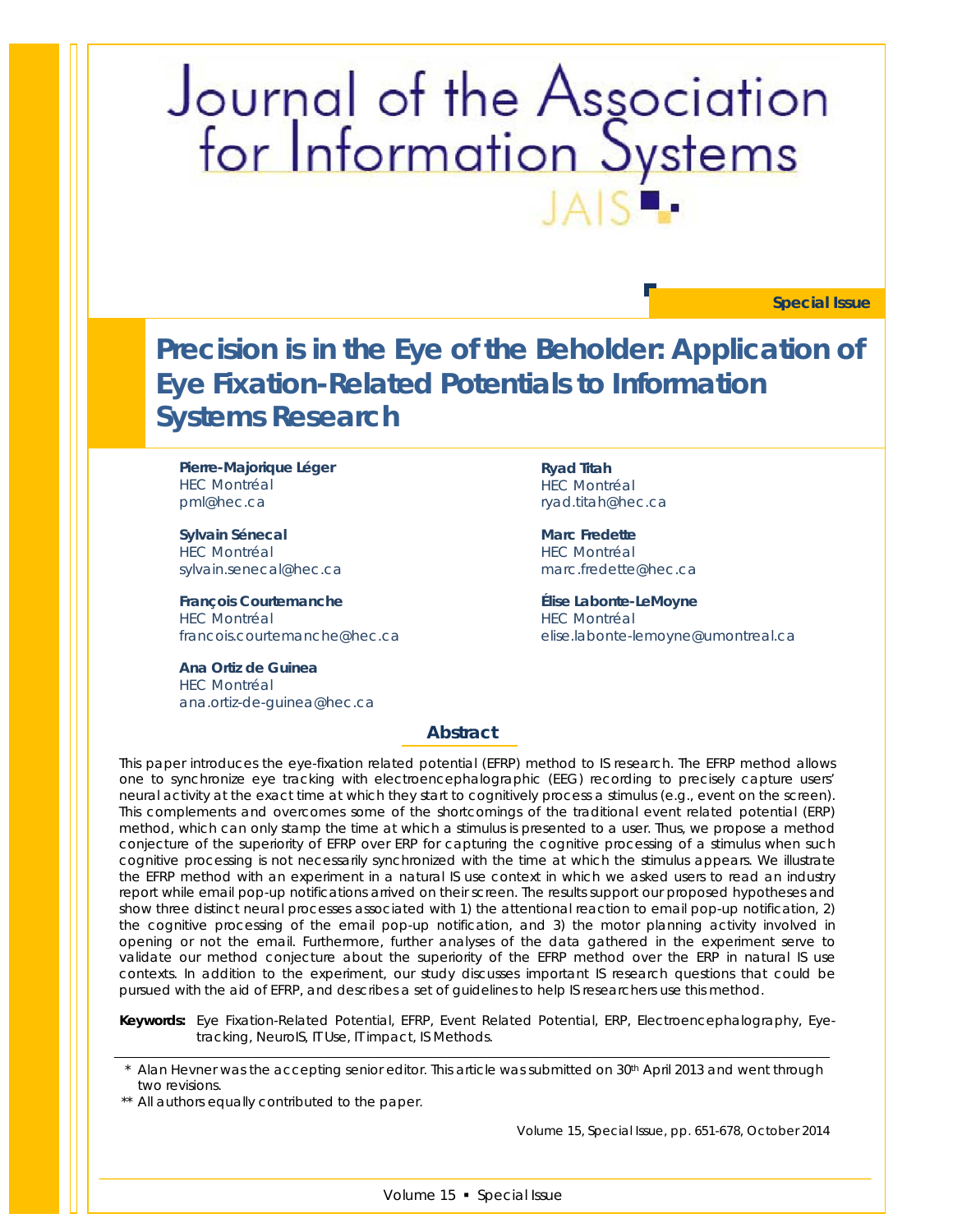# Journal of the Association for Information Systems

JAIS

**Special Issue**

## Precision is in the Eye of the Beholder: Application of Eye Fixation-Related Potentials to Information Systems Research

**Pierre-Majorique Léger**
HEC Montréal
pml@hec.ca

**Ryad Titah**
HEC Montréal
ryad.titah@hec.ca

**Sylvain Sénecal**
HEC Montréal
sylvain.senecal@hec.ca

**Marc Fredette**
HEC Montréal
marc.fredette@hec.ca

**François Courtemanche**
HEC Montréal
francois.courtemanche@hec.ca

**Élise Labonte-LeMoyne**
HEC Montréal
elise.labonte-lemoyne@umontreal.ca

**Ana Ortiz de Guinea**
HEC Montréal
ana.ortiz-de-guinea@hec.ca

### Abstract

This paper introduces the eye-fixation related potential (EFRP) method to IS research. The EFRP method allows one to synchronize eye tracking with electroencephalographic (EEG) recording to precisely capture users' neural activity at the exact time at which they start to cognitively process a stimulus (e.g., event on the screen). This complements and overcomes some of the shortcomings of the traditional event related potential (ERP) method, which can only stamp the time at which a stimulus is presented to a user. Thus, we propose a method conjecture of the superiority of EFRP over ERP for capturing the cognitive processing of a stimulus when such cognitive processing is not necessarily synchronized with the time at which the stimulus appears. We illustrate the EFRP method with an experiment in a natural IS use context in which we asked users to read an industry report while email pop-up notifications arrived on their screen. The results support our proposed hypotheses and show three distinct neural processes associated with 1) the attentional reaction to email pop-up notification, 2) the cognitive processing of the email pop-up notification, and 3) the motor planning activity involved in opening or not the email. Furthermore, further analyses of the data gathered in the experiment serve to validate our method conjecture about the superiority of the EFRP method over the ERP in natural IS use contexts. In addition to the experiment, our study discusses important IS research questions that could be pursued with the aid of EFRP, and describes a set of guidelines to help IS researchers use this method.

**Keywords:** Eye Fixation-Related Potential, EFRP, Event Related Potential, ERP, Electroencephalography, Eye-tracking, NeuroIS, IT Use, IT impact, IS Methods.

\* Alan Hevner was the accepting senior editor. This article was submitted on 30th April 2013 and went through two revisions.

\*\* All authors equally contributed to the paper.

Volume 15, Special Issue, pp. 651-678, October 2014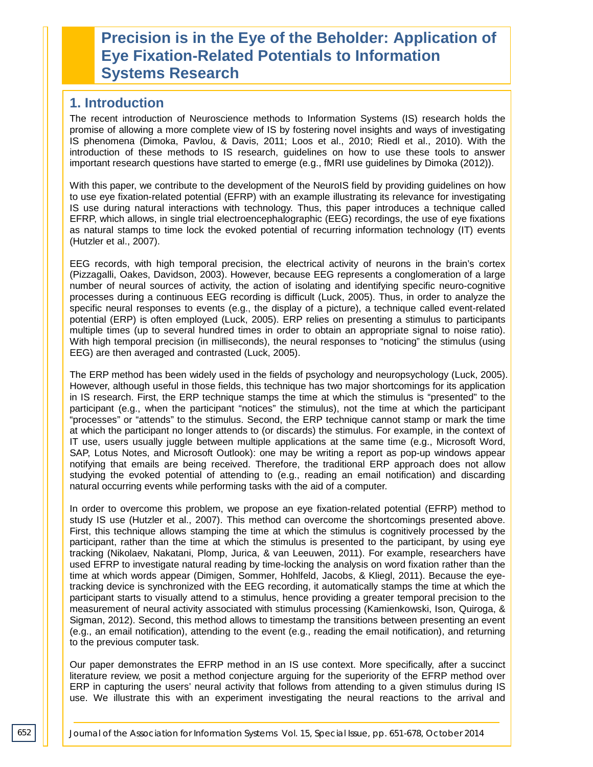# Precision is in the Eye of the Beholder: Application of Eye Fixation-Related Potentials to Information Systems Research

## 1. Introduction

The recent introduction of Neuroscience methods to Information Systems (IS) research holds the promise of allowing a more complete view of IS by fostering novel insights and ways of investigating IS phenomena (Dimoka, Pavlou, & Davis, 2011; Loos et al., 2010; Riedl et al., 2010). With the introduction of these methods to IS research, guidelines on how to use these tools to answer important research questions have started to emerge (e.g., fMRI use guidelines by Dimoka (2012)).

With this paper, we contribute to the development of the NeuroIS field by providing guidelines on how to use eye fixation-related potential (EFRP) with an example illustrating its relevance for investigating IS use during natural interactions with technology. Thus, this paper introduces a technique called EFRP, which allows, in single trial electroencephalographic (EEG) recordings, the use of eye fixations as natural stamps to time lock the evoked potential of recurring information technology (IT) events (Hutzler et al., 2007).

EEG records, with high temporal precision, the electrical activity of neurons in the brain's cortex (Pizzagalli, Oakes, Davidson, 2003). However, because EEG represents a conglomeration of a large number of neural sources of activity, the action of isolating and identifying specific neuro-cognitive processes during a continuous EEG recording is difficult (Luck, 2005). Thus, in order to analyze the specific neural responses to events (e.g., the display of a picture), a technique called event-related potential (ERP) is often employed (Luck, 2005). ERP relies on presenting a stimulus to participants multiple times (up to several hundred times in order to obtain an appropriate signal to noise ratio). With high temporal precision (in milliseconds), the neural responses to "noticing" the stimulus (using EEG) are then averaged and contrasted (Luck, 2005).

The ERP method has been widely used in the fields of psychology and neuropsychology (Luck, 2005). However, although useful in those fields, this technique has two major shortcomings for its application in IS research. First, the ERP technique stamps the time at which the stimulus is "presented" to the participant (e.g., when the participant "notices" the stimulus), not the time at which the participant "processes" or "attends" to the stimulus. Second, the ERP technique cannot stamp or mark the time at which the participant no longer attends to (or discards) the stimulus. For example, in the context of IT use, users usually juggle between multiple applications at the same time (e.g., Microsoft Word, SAP, Lotus Notes, and Microsoft Outlook): one may be writing a report as pop-up windows appear notifying that emails are being received. Therefore, the traditional ERP approach does not allow studying the evoked potential of attending to (e.g., reading an email notification) and discarding natural occurring events while performing tasks with the aid of a computer.

In order to overcome this problem, we propose an eye fixation-related potential (EFRP) method to study IS use (Hutzler et al., 2007). This method can overcome the shortcomings presented above. First, this technique allows stamping the time at which the stimulus is cognitively processed by the participant, rather than the time at which the stimulus is presented to the participant, by using eye tracking (Nikolaev, Nakatani, Plomp, Jurica, & van Leeuwen, 2011). For example, researchers have used EFRP to investigate natural reading by time-locking the analysis on word fixation rather than the time at which words appear (Dimigen, Sommer, Hohlfeld, Jacobs, & Kliegl, 2011). Because the eye-tracking device is synchronized with the EEG recording, it automatically stamps the time at which the participant starts to visually attend to a stimulus, hence providing a greater temporal precision to the measurement of neural activity associated with stimulus processing (Kamienkowski, Ison, Quiroga, & Sigman, 2012). Second, this method allows to timestamp the transitions between presenting an event (e.g., an email notification), attending to the event (e.g., reading the email notification), and returning to the previous computer task.

Our paper demonstrates the EFRP method in an IS use context. More specifically, after a succinct literature review, we posit a method conjecture arguing for the superiority of the EFRP method over ERP in capturing the users' neural activity that follows from attending to a given stimulus during IS use. We illustrate this with an experiment investigating the neural reactions to the arrival and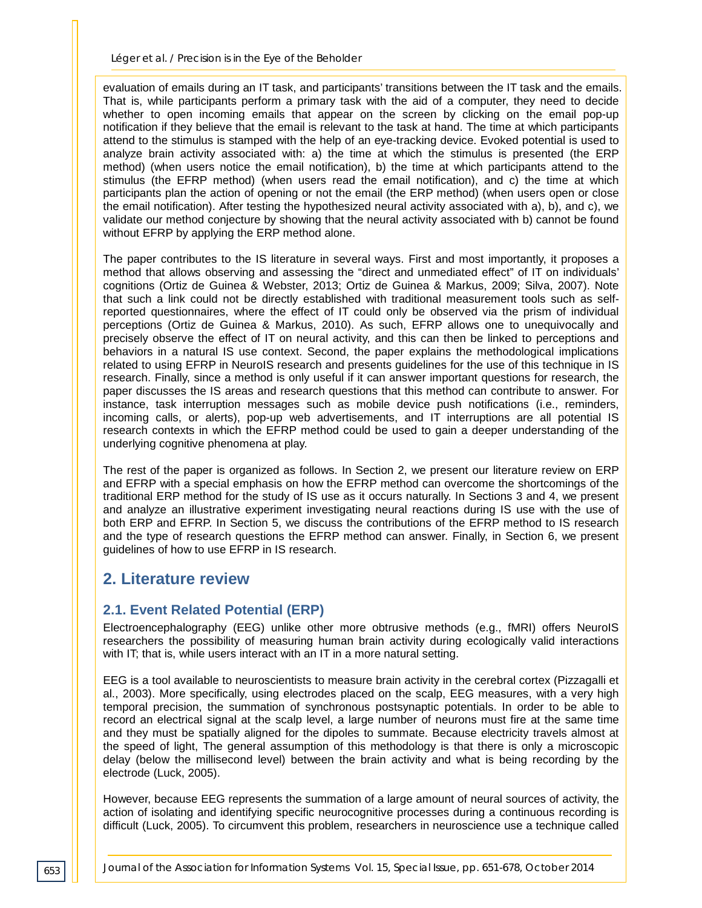evaluation of emails during an IT task, and participants' transitions between the IT task and the emails. That is, while participants perform a primary task with the aid of a computer, they need to decide whether to open incoming emails that appear on the screen by clicking on the email pop-up notification if they believe that the email is relevant to the task at hand. The time at which participants attend to the stimulus is stamped with the help of an eye-tracking device. Evoked potential is used to analyze brain activity associated with: a) the time at which the stimulus is presented (the ERP method) (when users notice the email notification), b) the time at which participants attend to the stimulus (the EFRP method) (when users read the email notification), and c) the time at which participants plan the action of opening or not the email (the ERP method) (when users open or close the email notification). After testing the hypothesized neural activity associated with a), b), and c), we validate our method conjecture by showing that the neural activity associated with b) cannot be found without EFRP by applying the ERP method alone.

The paper contributes to the IS literature in several ways. First and most importantly, it proposes a method that allows observing and assessing the "direct and unmediated effect" of IT on individuals' cognitions (Ortiz de Guinea & Webster, 2013; Ortiz de Guinea & Markus, 2009; Silva, 2007). Note that such a link could not be directly established with traditional measurement tools such as self-reported questionnaires, where the effect of IT could only be observed via the prism of individual perceptions (Ortiz de Guinea & Markus, 2010). As such, EFRP allows one to unequivocally and precisely observe the effect of IT on neural activity, and this can then be linked to perceptions and behaviors in a natural IS use context. Second, the paper explains the methodological implications related to using EFRP in NeuroIS research and presents guidelines for the use of this technique in IS research. Finally, since a method is only useful if it can answer important questions for research, the paper discusses the IS areas and research questions that this method can contribute to answer. For instance, task interruption messages such as mobile device push notifications (i.e., reminders, incoming calls, or alerts), pop-up web advertisements, and IT interruptions are all potential IS research contexts in which the EFRP method could be used to gain a deeper understanding of the underlying cognitive phenomena at play.

The rest of the paper is organized as follows. In Section 2, we present our literature review on ERP and EFRP with a special emphasis on how the EFRP method can overcome the shortcomings of the traditional ERP method for the study of IS use as it occurs naturally. In Sections 3 and 4, we present and analyze an illustrative experiment investigating neural reactions during IS use with the use of both ERP and EFRP. In Section 5, we discuss the contributions of the EFRP method to IS research and the type of research questions the EFRP method can answer. Finally, in Section 6, we present guidelines of how to use EFRP in IS research.

## 2. Literature review

### 2.1. Event Related Potential (ERP)

Electroencephalography (EEG) unlike other more obtrusive methods (e.g., fMRI) offers NeuroIS researchers the possibility of measuring human brain activity during ecologically valid interactions with IT; that is, while users interact with an IT in a more natural setting.

EEG is a tool available to neuroscientists to measure brain activity in the cerebral cortex (Pizzagalli et al., 2003). More specifically, using electrodes placed on the scalp, EEG measures, with a very high temporal precision, the summation of synchronous postsynaptic potentials. In order to be able to record an electrical signal at the scalp level, a large number of neurons must fire at the same time and they must be spatially aligned for the dipoles to summate. Because electricity travels almost at the speed of light, The general assumption of this methodology is that there is only a microscopic delay (below the millisecond level) between the brain activity and what is being recording by the electrode (Luck, 2005).

However, because EEG represents the summation of a large amount of neural sources of activity, the action of isolating and identifying specific neurocognitive processes during a continuous recording is difficult (Luck, 2005). To circumvent this problem, researchers in neuroscience use a technique called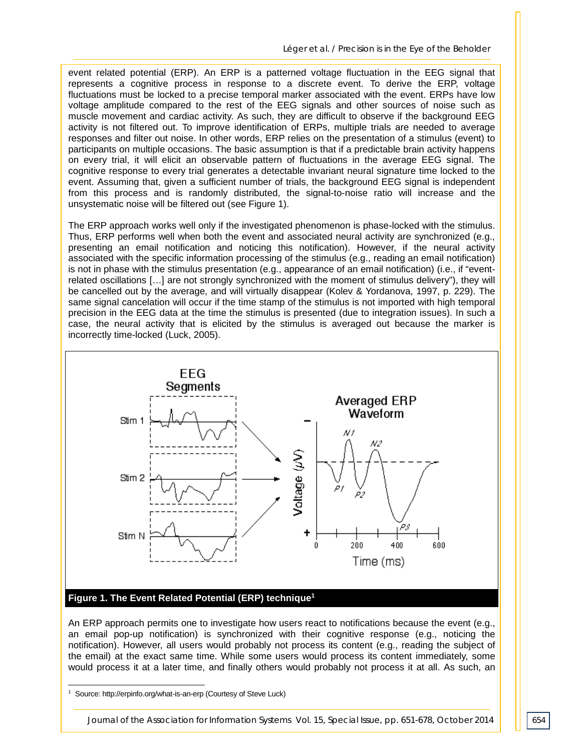event related potential (ERP). An ERP is a patterned voltage fluctuation in the EEG signal that represents a cognitive process in response to a discrete event. To derive the ERP, voltage fluctuations must be locked to a precise temporal marker associated with the event. ERPs have low voltage amplitude compared to the rest of the EEG signals and other sources of noise such as muscle movement and cardiac activity. As such, they are difficult to observe if the background EEG activity is not filtered out. To improve identification of ERPs, multiple trials are needed to average responses and filter out noise. In other words, ERP relies on the presentation of a stimulus (event) to participants on multiple occasions. The basic assumption is that if a predictable brain activity happens on every trial, it will elicit an observable pattern of fluctuations in the average EEG signal. The cognitive response to every trial generates a detectable invariant neural signature time locked to the event. Assuming that, given a sufficient number of trials, the background EEG signal is independent from this process and is randomly distributed, the signal-to-noise ratio will increase and the unsystematic noise will be filtered out (see Figure 1).

The ERP approach works well only if the investigated phenomenon is phase-locked with the stimulus. Thus, ERP performs well when both the event and associated neural activity are synchronized (e.g., presenting an email notification and noticing this notification). However, if the neural activity associated with the specific information processing of the stimulus (e.g., reading an email notification) is not in phase with the stimulus presentation (e.g., appearance of an email notification) (i.e., if "event-related oscillations […] are not strongly synchronized with the moment of stimulus delivery"), they will be cancelled out by the average, and will virtually disappear (Kolev & Yordanova, 1997, p. 229). The same signal cancelation will occur if the time stamp of the stimulus is not imported with high temporal precision in the EEG data at the time the stimulus is presented (due to integration issues). In such a case, the neural activity that is elicited by the stimulus is averaged out because the marker is incorrectly time-locked (Luck, 2005).

**Figure 1. The Event Related Potential (ERP) technique[1]**

An ERP approach permits one to investigate how users react to notifications because the event (e.g., an email pop-up notification) is synchronized with their cognitive response (e.g., noticing the notification). However, all users would probably not process its content (e.g., reading the subject of the email) at the exact same time. While some users would process its content immediately, some would process it at a later time, and finally others would probably not process it at all. As such, an

[1] Source: http://erpinfo.org/what-is-an-erp (Courtesy of Steve Luck)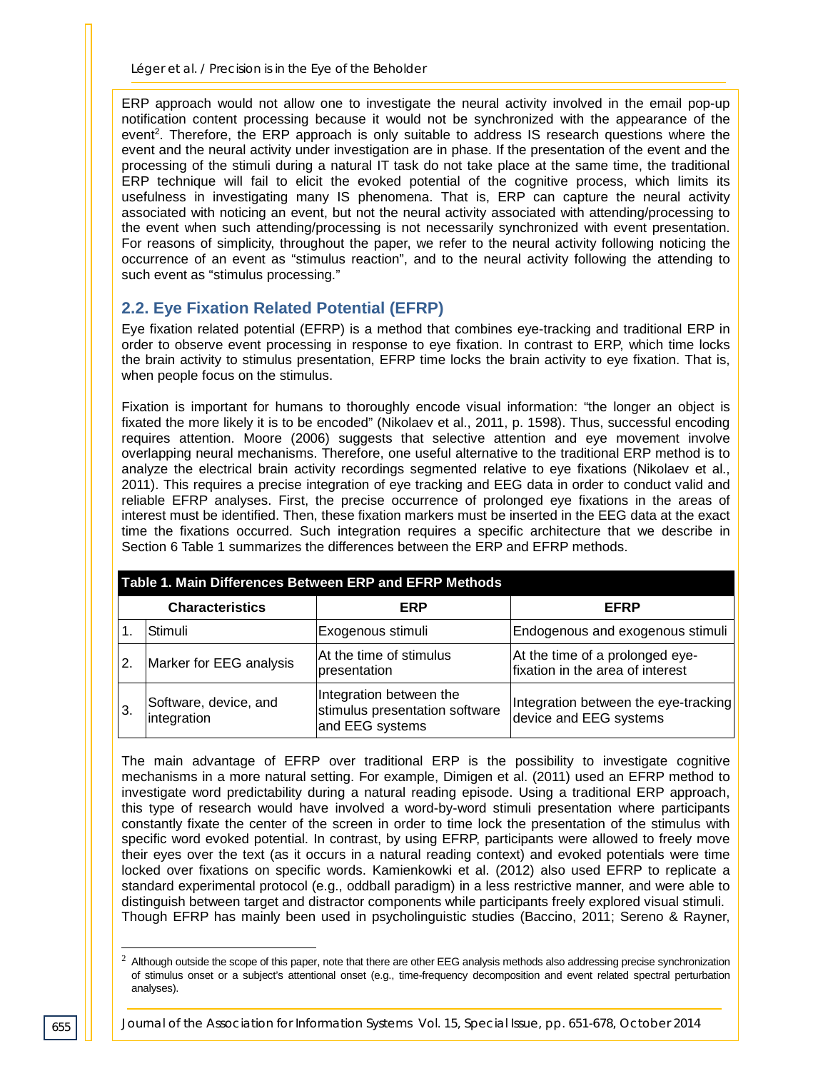ERP approach would not allow one to investigate the neural activity involved in the email pop-up notification content processing because it would not be synchronized with the appearance of the event[2]. Therefore, the ERP approach is only suitable to address IS research questions where the event and the neural activity under investigation are in phase. If the presentation of the event and the processing of the stimuli during a natural IT task do not take place at the same time, the traditional ERP technique will fail to elicit the evoked potential of the cognitive process, which limits its usefulness in investigating many IS phenomena. That is, ERP can capture the neural activity associated with noticing an event, but not the neural activity associated with attending/processing to the event when such attending/processing is not necessarily synchronized with event presentation. For reasons of simplicity, throughout the paper, we refer to the neural activity following noticing the occurrence of an event as "stimulus reaction", and to the neural activity following the attending to such event as "stimulus processing."

## 2.2. Eye Fixation Related Potential (EFRP)

Eye fixation related potential (EFRP) is a method that combines eye-tracking and traditional ERP in order to observe event processing in response to eye fixation. In contrast to ERP, which time locks the brain activity to stimulus presentation, EFRP time locks the brain activity to eye fixation. That is, when people focus on the stimulus.

Fixation is important for humans to thoroughly encode visual information: "the longer an object is fixated the more likely it is to be encoded" (Nikolaev et al., 2011, p. 1598). Thus, successful encoding requires attention. Moore (2006) suggests that selective attention and eye movement involve overlapping neural mechanisms. Therefore, one useful alternative to the traditional ERP method is to analyze the electrical brain activity recordings segmented relative to eye fixations (Nikolaev et al., 2011). This requires a precise integration of eye tracking and EEG data in order to conduct valid and reliable EFRP analyses. First, the precise occurrence of prolonged eye fixations in the areas of interest must be identified. Then, these fixation markers must be inserted in the EEG data at the exact time the fixations occurred. Such integration requires a specific architecture that we describe in Section 6 Table 1 summarizes the differences between the ERP and EFRP methods.

**Table 1. Main Differences Between ERP and EFRP Methods**

| | Characteristics | ERP | EFRP |
|---|---|---|---|
| 1. | Stimuli | Exogenous stimuli | Endogenous and exogenous stimuli |
| 2. | Marker for EEG analysis | At the time of stimulus presentation | At the time of a prolonged eye-fixation in the area of interest |
| 3. | Software, device, and integration | Integration between the stimulus presentation software and EEG systems | Integration between the eye-tracking device and EEG systems |

The main advantage of EFRP over traditional ERP is the possibility to investigate cognitive mechanisms in a more natural setting. For example, Dimigen et al. (2011) used an EFRP method to investigate word predictability during a natural reading episode. Using a traditional ERP approach, this type of research would have involved a word-by-word stimuli presentation where participants constantly fixate the center of the screen in order to time lock the presentation of the stimulus with specific word evoked potential. In contrast, by using EFRP, participants were allowed to freely move their eyes over the text (as it occurs in a natural reading context) and evoked potentials were time locked over fixations on specific words. Kamienkowki et al. (2012) also used EFRP to replicate a standard experimental protocol (e.g., oddball paradigm) in a less restrictive manner, and were able to distinguish between target and distractor components while participants freely explored visual stimuli. Though EFRP has mainly been used in psycholinguistic studies (Baccino, 2011; Sereno & Rayner,

[2] Although outside the scope of this paper, note that there are other EEG analysis methods also addressing precise synchronization of stimulus onset or a subject's attentional onset (e.g., time-frequency decomposition and event related spectral perturbation analyses).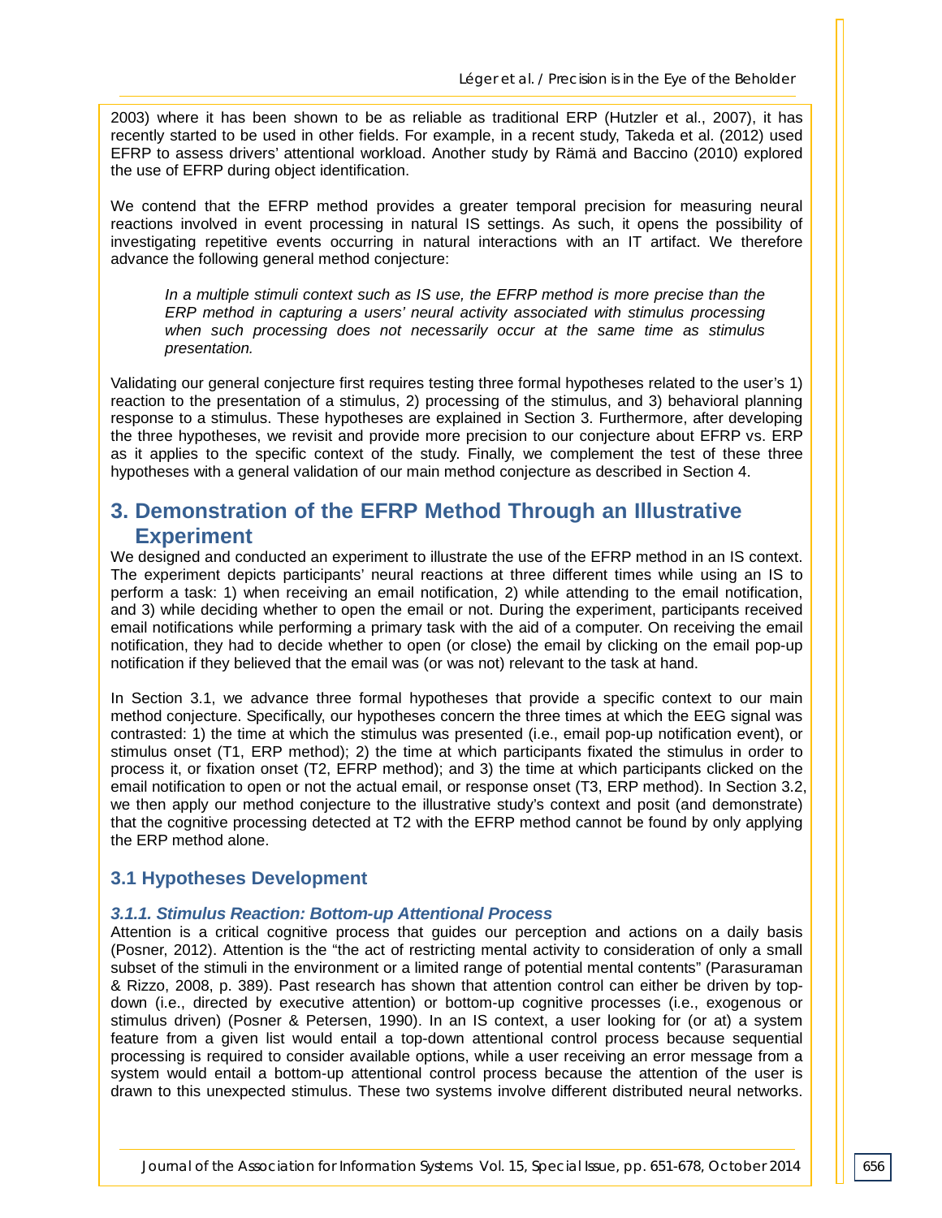2003) where it has been shown to be as reliable as traditional ERP (Hutzler et al., 2007), it has recently started to be used in other fields. For example, in a recent study, Takeda et al. (2012) used EFRP to assess drivers' attentional workload. Another study by Rämä and Baccino (2010) explored the use of EFRP during object identification.

We contend that the EFRP method provides a greater temporal precision for measuring neural reactions involved in event processing in natural IS settings. As such, it opens the possibility of investigating repetitive events occurring in natural interactions with an IT artifact. We therefore advance the following general method conjecture:

> *In a multiple stimuli context such as IS use, the EFRP method is more precise than the ERP method in capturing a users' neural activity associated with stimulus processing when such processing does not necessarily occur at the same time as stimulus presentation.*

Validating our general conjecture first requires testing three formal hypotheses related to the user's 1) reaction to the presentation of a stimulus, 2) processing of the stimulus, and 3) behavioral planning response to a stimulus. These hypotheses are explained in Section 3. Furthermore, after developing the three hypotheses, we revisit and provide more precision to our conjecture about EFRP vs. ERP as it applies to the specific context of the study. Finally, we complement the test of these three hypotheses with a general validation of our main method conjecture as described in Section 4.

## 3. Demonstration of the EFRP Method Through an Illustrative Experiment

We designed and conducted an experiment to illustrate the use of the EFRP method in an IS context. The experiment depicts participants' neural reactions at three different times while using an IS to perform a task: 1) when receiving an email notification, 2) while attending to the email notification, and 3) while deciding whether to open the email or not. During the experiment, participants received email notifications while performing a primary task with the aid of a computer. On receiving the email notification, they had to decide whether to open (or close) the email by clicking on the email pop-up notification if they believed that the email was (or was not) relevant to the task at hand.

In Section 3.1, we advance three formal hypotheses that provide a specific context to our main method conjecture. Specifically, our hypotheses concern the three times at which the EEG signal was contrasted: 1) the time at which the stimulus was presented (i.e., email pop-up notification event), or stimulus onset (T1, ERP method); 2) the time at which participants fixated the stimulus in order to process it, or fixation onset (T2, EFRP method); and 3) the time at which participants clicked on the email notification to open or not the actual email, or response onset (T3, ERP method). In Section 3.2, we then apply our method conjecture to the illustrative study's context and posit (and demonstrate) that the cognitive processing detected at T2 with the EFRP method cannot be found by only applying the ERP method alone.

### 3.1 Hypotheses Development

#### *3.1.1. Stimulus Reaction: Bottom-up Attentional Process*

Attention is a critical cognitive process that guides our perception and actions on a daily basis (Posner, 2012). Attention is the "the act of restricting mental activity to consideration of only a small subset of the stimuli in the environment or a limited range of potential mental contents" (Parasuraman & Rizzo, 2008, p. 389). Past research has shown that attention control can either be driven by top-down (i.e., directed by executive attention) or bottom-up cognitive processes (i.e., exogenous or stimulus driven) (Posner & Petersen, 1990). In an IS context, a user looking for (or at) a system feature from a given list would entail a top-down attentional control process because sequential processing is required to consider available options, while a user receiving an error message from a system would entail a bottom-up attentional control process because the attention of the user is drawn to this unexpected stimulus. These two systems involve different distributed neural networks.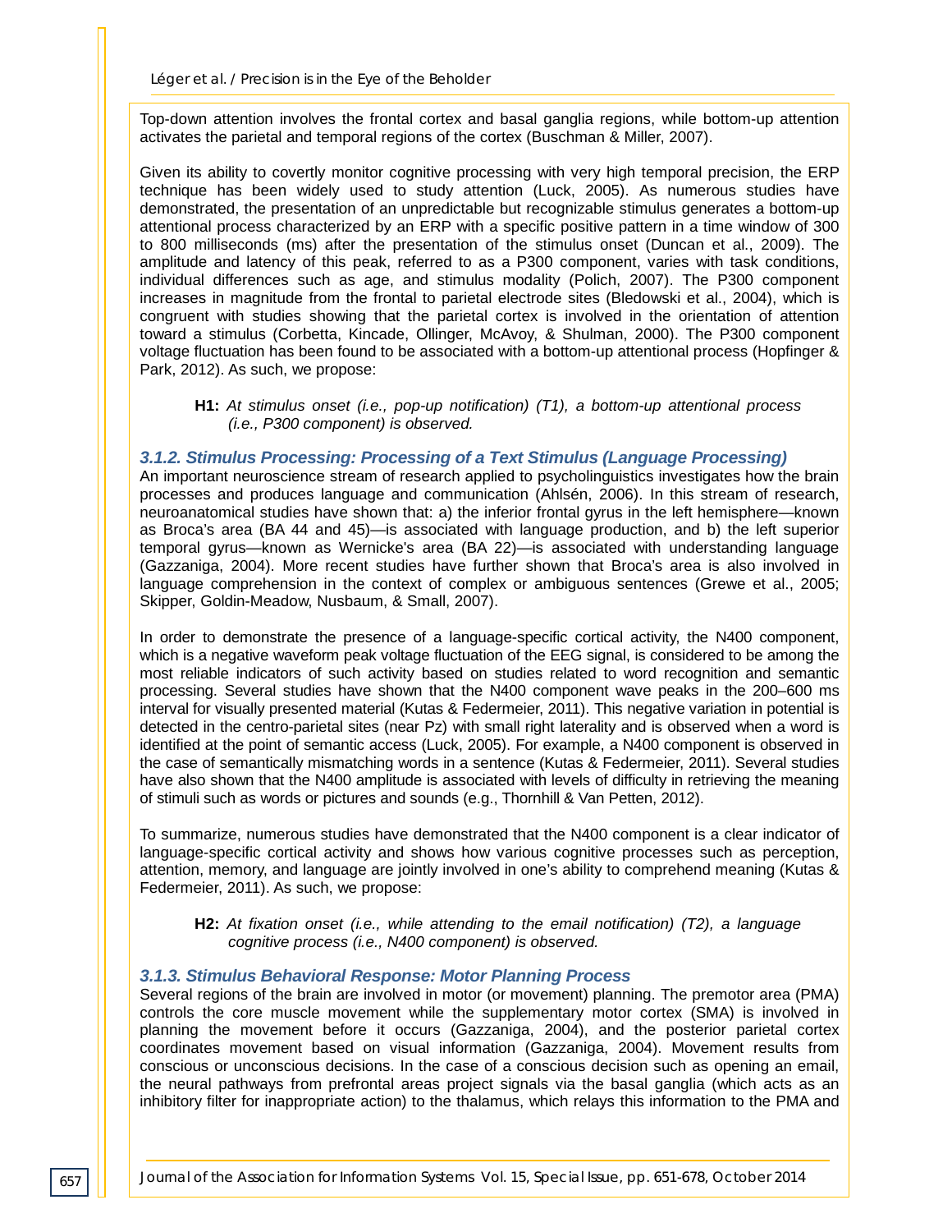Top-down attention involves the frontal cortex and basal ganglia regions, while bottom-up attention activates the parietal and temporal regions of the cortex (Buschman & Miller, 2007).

Given its ability to covertly monitor cognitive processing with very high temporal precision, the ERP technique has been widely used to study attention (Luck, 2005). As numerous studies have demonstrated, the presentation of an unpredictable but recognizable stimulus generates a bottom-up attentional process characterized by an ERP with a specific positive pattern in a time window of 300 to 800 milliseconds (ms) after the presentation of the stimulus onset (Duncan et al., 2009). The amplitude and latency of this peak, referred to as a P300 component, varies with task conditions, individual differences such as age, and stimulus modality (Polich, 2007). The P300 component increases in magnitude from the frontal to parietal electrode sites (Bledowski et al., 2004), which is congruent with studies showing that the parietal cortex is involved in the orientation of attention toward a stimulus (Corbetta, Kincade, Ollinger, McAvoy, & Shulman, 2000). The P300 component voltage fluctuation has been found to be associated with a bottom-up attentional process (Hopfinger & Park, 2012). As such, we propose:

> **H1:** *At stimulus onset (i.e., pop-up notification) (T1), a bottom-up attentional process (i.e., P300 component) is observed.*

### 3.1.2. Stimulus Processing: Processing of a Text Stimulus (Language Processing)

An important neuroscience stream of research applied to psycholinguistics investigates how the brain processes and produces language and communication (Ahlsén, 2006). In this stream of research, neuroanatomical studies have shown that: a) the inferior frontal gyrus in the left hemisphere—known as Broca's area (BA 44 and 45)—is associated with language production, and b) the left superior temporal gyrus—known as Wernicke's area (BA 22)—is associated with understanding language (Gazzaniga, 2004). More recent studies have further shown that Broca's area is also involved in language comprehension in the context of complex or ambiguous sentences (Grewe et al., 2005; Skipper, Goldin-Meadow, Nusbaum, & Small, 2007).

In order to demonstrate the presence of a language-specific cortical activity, the N400 component, which is a negative waveform peak voltage fluctuation of the EEG signal, is considered to be among the most reliable indicators of such activity based on studies related to word recognition and semantic processing. Several studies have shown that the N400 component wave peaks in the 200–600 ms interval for visually presented material (Kutas & Federmeier, 2011). This negative variation in potential is detected in the centro-parietal sites (near Pz) with small right laterality and is observed when a word is identified at the point of semantic access (Luck, 2005). For example, a N400 component is observed in the case of semantically mismatching words in a sentence (Kutas & Federmeier, 2011). Several studies have also shown that the N400 amplitude is associated with levels of difficulty in retrieving the meaning of stimuli such as words or pictures and sounds (e.g., Thornhill & Van Petten, 2012).

To summarize, numerous studies have demonstrated that the N400 component is a clear indicator of language-specific cortical activity and shows how various cognitive processes such as perception, attention, memory, and language are jointly involved in one's ability to comprehend meaning (Kutas & Federmeier, 2011). As such, we propose:

> **H2:** *At fixation onset (i.e., while attending to the email notification) (T2), a language cognitive process (i.e., N400 component) is observed.*

### 3.1.3. Stimulus Behavioral Response: Motor Planning Process

Several regions of the brain are involved in motor (or movement) planning. The premotor area (PMA) controls the core muscle movement while the supplementary motor cortex (SMA) is involved in planning the movement before it occurs (Gazzaniga, 2004), and the posterior parietal cortex coordinates movement based on visual information (Gazzaniga, 2004). Movement results from conscious or unconscious decisions. In the case of a conscious decision such as opening an email, the neural pathways from prefrontal areas project signals via the basal ganglia (which acts as an inhibitory filter for inappropriate action) to the thalamus, which relays this information to the PMA and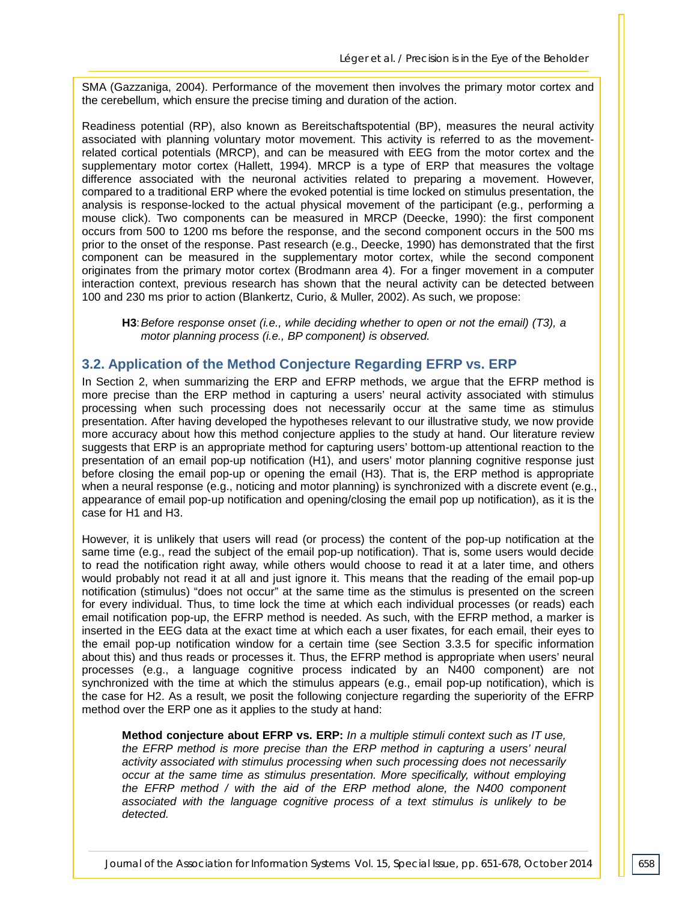SMA (Gazzaniga, 2004). Performance of the movement then involves the primary motor cortex and the cerebellum, which ensure the precise timing and duration of the action.

Readiness potential (RP), also known as Bereitschaftspotential (BP), measures the neural activity associated with planning voluntary motor movement. This activity is referred to as the movement-related cortical potentials (MRCP), and can be measured with EEG from the motor cortex and the supplementary motor cortex (Hallett, 1994). MRCP is a type of ERP that measures the voltage difference associated with the neuronal activities related to preparing a movement. However, compared to a traditional ERP where the evoked potential is time locked on stimulus presentation, the analysis is response-locked to the actual physical movement of the participant (e.g., performing a mouse click). Two components can be measured in MRCP (Deecke, 1990): the first component occurs from 500 to 1200 ms before the response, and the second component occurs in the 500 ms prior to the onset of the response. Past research (e.g., Deecke, 1990) has demonstrated that the first component can be measured in the supplementary motor cortex, while the second component originates from the primary motor cortex (Brodmann area 4). For a finger movement in a computer interaction context, previous research has shown that the neural activity can be detected between 100 and 230 ms prior to action (Blankertz, Curio, & Muller, 2002). As such, we propose:

> **H3**: *Before response onset (i.e., while deciding whether to open or not the email) (T3), a motor planning process (i.e., BP component) is observed.*

## 3.2. Application of the Method Conjecture Regarding EFRP vs. ERP

In Section 2, when summarizing the ERP and EFRP methods, we argue that the EFRP method is more precise than the ERP method in capturing a users' neural activity associated with stimulus processing when such processing does not necessarily occur at the same time as stimulus presentation. After having developed the hypotheses relevant to our illustrative study, we now provide more accuracy about how this method conjecture applies to the study at hand. Our literature review suggests that ERP is an appropriate method for capturing users' bottom-up attentional reaction to the presentation of an email pop-up notification (H1), and users' motor planning cognitive response just before closing the email pop-up or opening the email (H3). That is, the ERP method is appropriate when a neural response (e.g., noticing and motor planning) is synchronized with a discrete event (e.g., appearance of email pop-up notification and opening/closing the email pop up notification), as it is the case for H1 and H3.

However, it is unlikely that users will read (or process) the content of the pop-up notification at the same time (e.g., read the subject of the email pop-up notification). That is, some users would decide to read the notification right away, while others would choose to read it at a later time, and others would probably not read it at all and just ignore it. This means that the reading of the email pop-up notification (stimulus) "does not occur" at the same time as the stimulus is presented on the screen for every individual. Thus, to time lock the time at which each individual processes (or reads) each email notification pop-up, the EFRP method is needed. As such, with the EFRP method, a marker is inserted in the EEG data at the exact time at which each a user fixates, for each email, their eyes to the email pop-up notification window for a certain time (see Section 3.3.5 for specific information about this) and thus reads or processes it. Thus, the EFRP method is appropriate when users' neural processes (e.g., a language cognitive process indicated by an N400 component) are not synchronized with the time at which the stimulus appears (e.g., email pop-up notification), which is the case for H2. As a result, we posit the following conjecture regarding the superiority of the EFRP method over the ERP one as it applies to the study at hand:

> **Method conjecture about EFRP vs. ERP:** *In a multiple stimuli context such as IT use, the EFRP method is more precise than the ERP method in capturing a users' neural activity associated with stimulus processing when such processing does not necessarily occur at the same time as stimulus presentation. More specifically, without employing the EFRP method / with the aid of the ERP method alone, the N400 component associated with the language cognitive process of a text stimulus is unlikely to be detected.*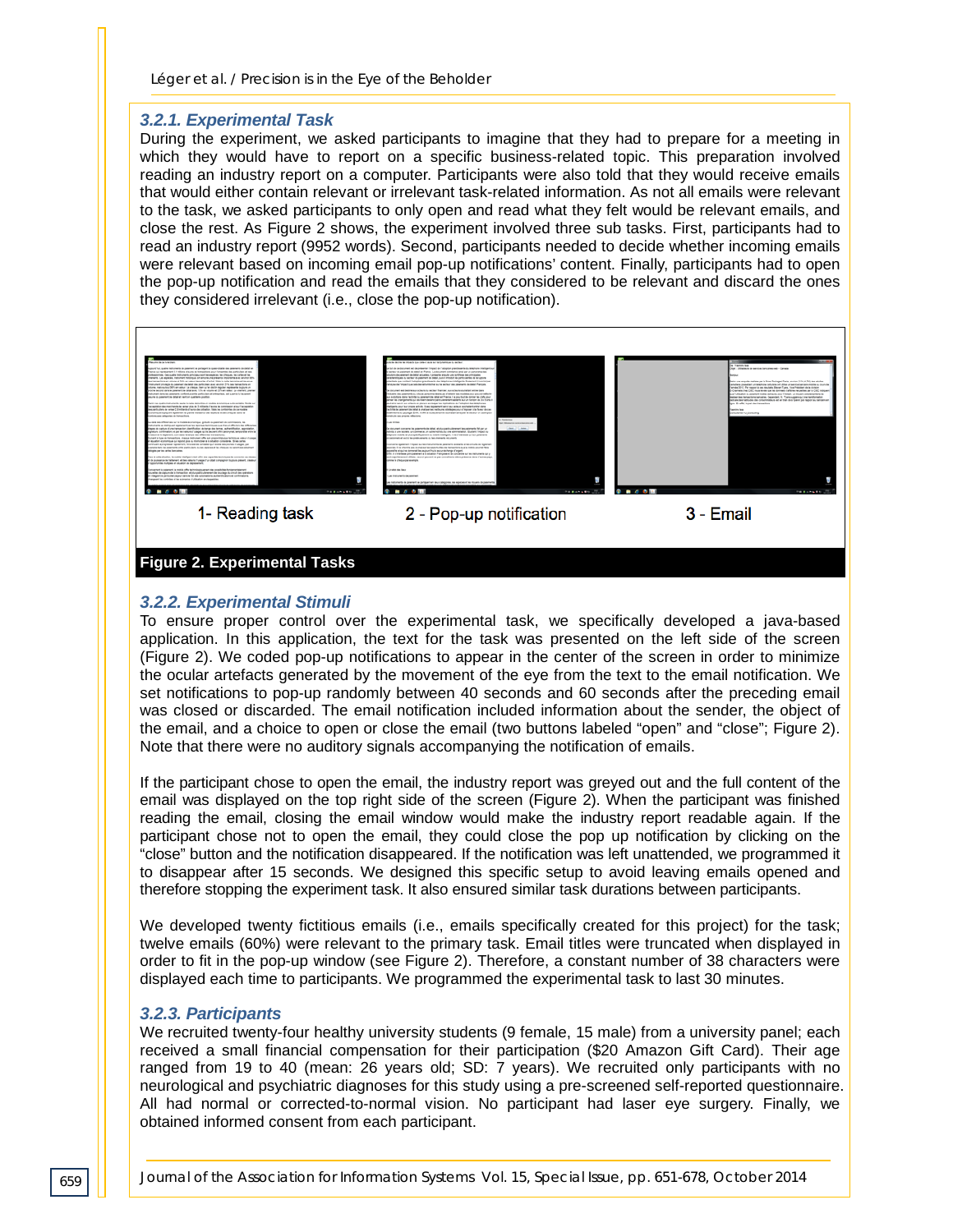### 3.2.1. Experimental Task

During the experiment, we asked participants to imagine that they had to prepare for a meeting in which they would have to report on a specific business-related topic. This preparation involved reading an industry report on a computer. Participants were also told that they would receive emails that would either contain relevant or irrelevant task-related information. As not all emails were relevant to the task, we asked participants to only open and read what they felt would be relevant emails, and close the rest. As Figure 2 shows, the experiment involved three sub tasks. First, participants had to read an industry report (9952 words). Second, participants needed to decide whether incoming emails were relevant based on incoming email pop-up notifications' content. Finally, participants had to open the pop-up notification and read the emails that they considered to be relevant and discard the ones they considered irrelevant (i.e., close the pop-up notification).

1- Reading task | 2 - Pop-up notification | 3 - Email

**Figure 2. Experimental Tasks**

### 3.2.2. Experimental Stimuli

To ensure proper control over the experimental task, we specifically developed a java-based application. In this application, the text for the task was presented on the left side of the screen (Figure 2). We coded pop-up notifications to appear in the center of the screen in order to minimize the ocular artefacts generated by the movement of the eye from the text to the email notification. We set notifications to pop-up randomly between 40 seconds and 60 seconds after the preceding email was closed or discarded. The email notification included information about the sender, the object of the email, and a choice to open or close the email (two buttons labeled "open" and "close"; Figure 2). Note that there were no auditory signals accompanying the notification of emails.

If the participant chose to open the email, the industry report was greyed out and the full content of the email was displayed on the top right side of the screen (Figure 2). When the participant was finished reading the email, closing the email window would make the industry report readable again. If the participant chose not to open the email, they could close the pop up notification by clicking on the "close" button and the notification disappeared. If the notification was left unattended, we programmed it to disappear after 15 seconds. We designed this specific setup to avoid leaving emails opened and therefore stopping the experiment task. It also ensured similar task durations between participants.

We developed twenty fictitious emails (i.e., emails specifically created for this project) for the task; twelve emails (60%) were relevant to the primary task. Email titles were truncated when displayed in order to fit in the pop-up window (see Figure 2). Therefore, a constant number of 38 characters were displayed each time to participants. We programmed the experimental task to last 30 minutes.

### 3.2.3. Participants

We recruited twenty-four healthy university students (9 female, 15 male) from a university panel; each received a small financial compensation for their participation ($20 Amazon Gift Card). Their age ranged from 19 to 40 (mean: 26 years old; SD: 7 years). We recruited only participants with no neurological and psychiatric diagnoses for this study using a pre-screened self-reported questionnaire. All had normal or corrected-to-normal vision. No participant had laser eye surgery. Finally, we obtained informed consent from each participant.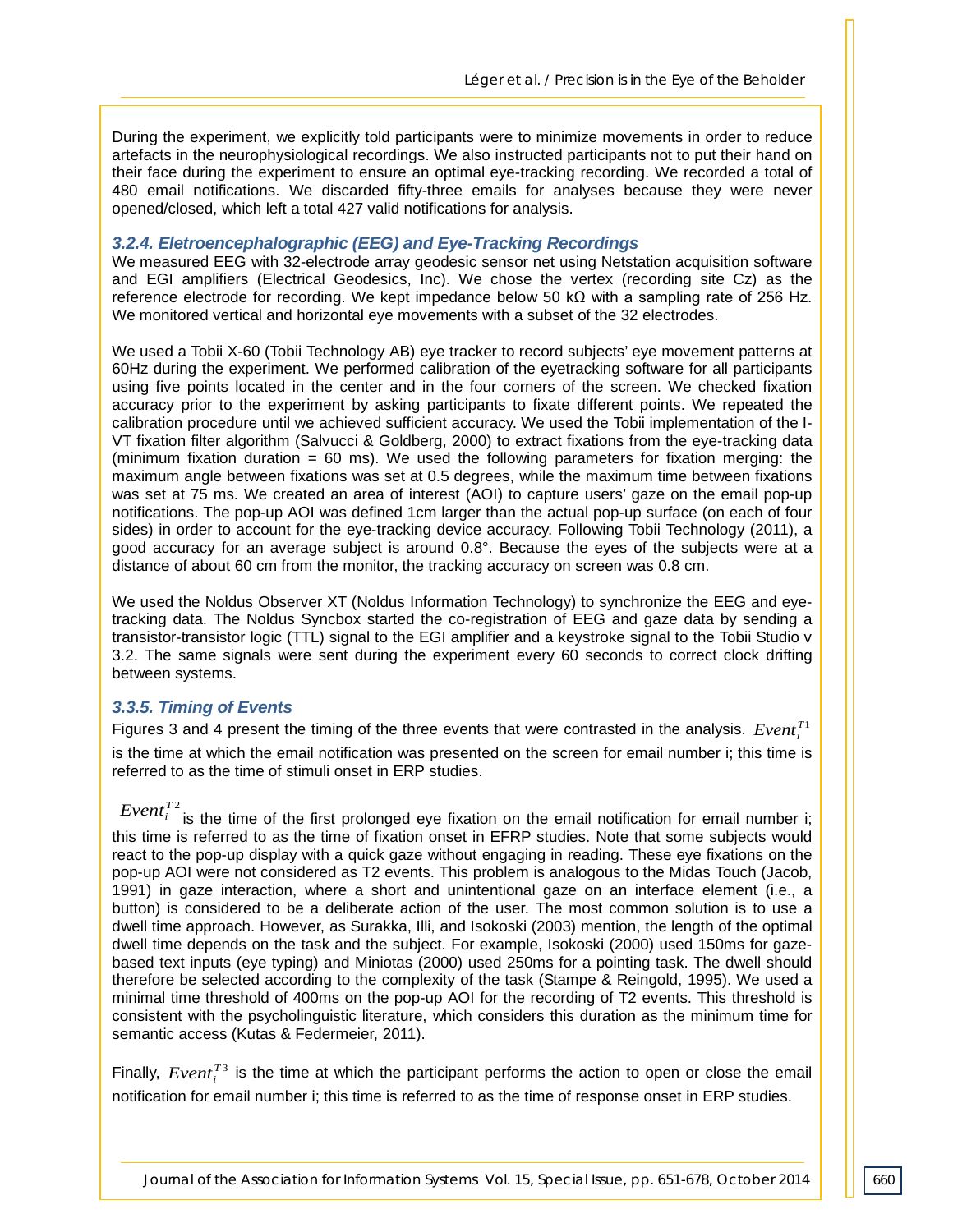During the experiment, we explicitly told participants were to minimize movements in order to reduce artefacts in the neurophysiological recordings. We also instructed participants not to put their hand on their face during the experiment to ensure an optimal eye-tracking recording. We recorded a total of 480 email notifications. We discarded fifty-three emails for analyses because they were never opened/closed, which left a total 427 valid notifications for analysis.

### 3.2.4. Eletroencephalographic (EEG) and Eye-Tracking Recordings

We measured EEG with 32-electrode array geodesic sensor net using Netstation acquisition software and EGI amplifiers (Electrical Geodesics, Inc). We chose the vertex (recording site Cz) as the reference electrode for recording. We kept impedance below 50 kΩ with a sampling rate of 256 Hz. We monitored vertical and horizontal eye movements with a subset of the 32 electrodes.

We used a Tobii X-60 (Tobii Technology AB) eye tracker to record subjects' eye movement patterns at 60Hz during the experiment. We performed calibration of the eyetracking software for all participants using five points located in the center and in the four corners of the screen. We checked fixation accuracy prior to the experiment by asking participants to fixate different points. We repeated the calibration procedure until we achieved sufficient accuracy. We used the Tobii implementation of the I-VT fixation filter algorithm (Salvucci & Goldberg, 2000) to extract fixations from the eye-tracking data (minimum fixation duration = 60 ms). We used the following parameters for fixation merging: the maximum angle between fixations was set at 0.5 degrees, while the maximum time between fixations was set at 75 ms. We created an area of interest (AOI) to capture users' gaze on the email pop-up notifications. The pop-up AOI was defined 1cm larger than the actual pop-up surface (on each of four sides) in order to account for the eye-tracking device accuracy. Following Tobii Technology (2011), a good accuracy for an average subject is around 0.8°. Because the eyes of the subjects were at a distance of about 60 cm from the monitor, the tracking accuracy on screen was 0.8 cm.

We used the Noldus Observer XT (Noldus Information Technology) to synchronize the EEG and eye-tracking data. The Noldus Syncbox started the co-registration of EEG and gaze data by sending a transistor-transistor logic (TTL) signal to the EGI amplifier and a keystroke signal to the Tobii Studio v 3.2. The same signals were sent during the experiment every 60 seconds to correct clock drifting between systems.

### 3.3.5. Timing of Events

Figures 3 and 4 present the timing of the three events that were contrasted in the analysis. $Event_i^{T1}$ is the time at which the email notification was presented on the screen for email number i; this time is referred to as the time of stimuli onset in ERP studies.

$Event_i^{T2}$ is the time of the first prolonged eye fixation on the email notification for email number i; this time is referred to as the time of fixation onset in EFRP studies. Note that some subjects would react to the pop-up display with a quick gaze without engaging in reading. These eye fixations on the pop-up AOI were not considered as T2 events. This problem is analogous to the Midas Touch (Jacob, 1991) in gaze interaction, where a short and unintentional gaze on an interface element (i.e., a button) is considered to be a deliberate action of the user. The most common solution is to use a dwell time approach. However, as Surakka, Illi, and Isokoski (2003) mention, the length of the optimal dwell time depends on the task and the subject. For example, Isokoski (2000) used 150ms for gaze-based text inputs (eye typing) and Miniotas (2000) used 250ms for a pointing task. The dwell should therefore be selected according to the complexity of the task (Stampe & Reingold, 1995). We used a minimal time threshold of 400ms on the pop-up AOI for the recording of T2 events. This threshold is consistent with the psycholinguistic literature, which considers this duration as the minimum time for semantic access (Kutas & Federmeier, 2011).

Finally, $Event_i^{T3}$ is the time at which the participant performs the action to open or close the email notification for email number i; this time is referred to as the time of response onset in ERP studies.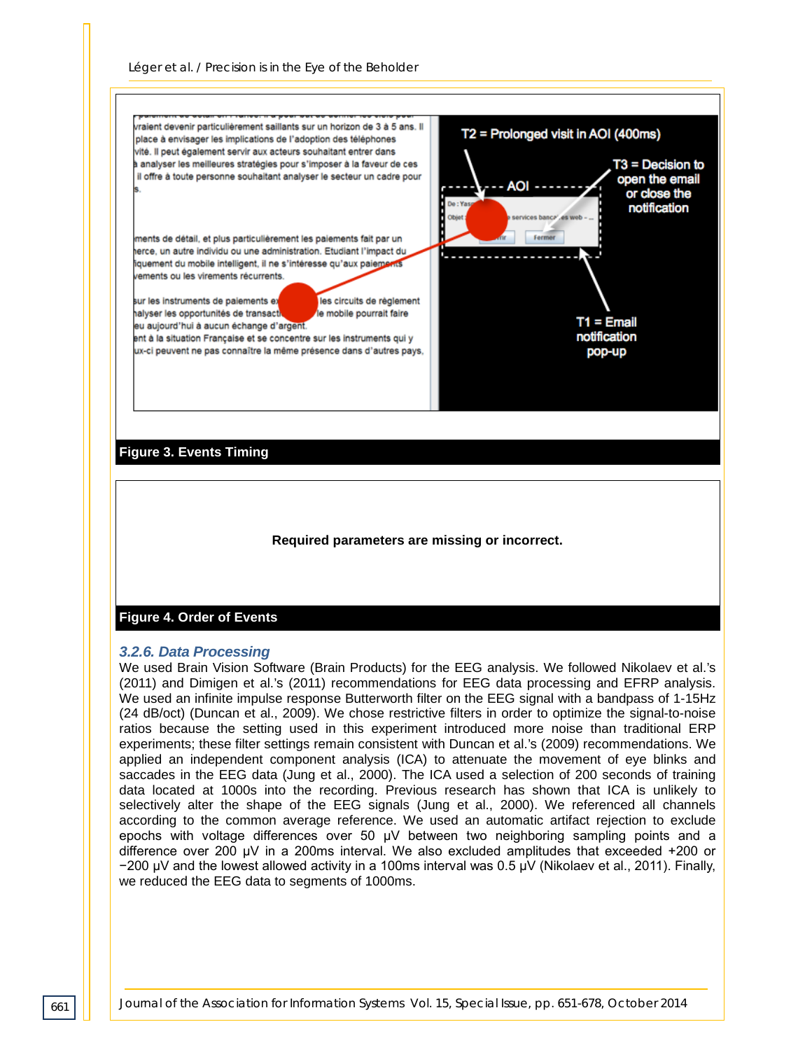Figure 3. Events Timing

Required parameters are missing or incorrect.

Figure 4. Order of Events

### 3.2.6. Data Processing

We used Brain Vision Software (Brain Products) for the EEG analysis. We followed Nikolaev et al.'s (2011) and Dimigen et al.'s (2011) recommendations for EEG data processing and EFRP analysis. We used an infinite impulse response Butterworth filter on the EEG signal with a bandpass of 1-15Hz (24 dB/oct) (Duncan et al., 2009). We chose restrictive filters in order to optimize the signal-to-noise ratios because the setting used in this experiment introduced more noise than traditional ERP experiments; these filter settings remain consistent with Duncan et al.'s (2009) recommendations. We applied an independent component analysis (ICA) to attenuate the movement of eye blinks and saccades in the EEG data (Jung et al., 2000). The ICA used a selection of 200 seconds of training data located at 1000s into the recording. Previous research has shown that ICA is unlikely to selectively alter the shape of the EEG signals (Jung et al., 2000). We referenced all channels according to the common average reference. We used an automatic artifact rejection to exclude epochs with voltage differences over 50 µV between two neighboring sampling points and a difference over 200 µV in a 200ms interval. We also excluded amplitudes that exceeded +200 or −200 µV and the lowest allowed activity in a 100ms interval was 0.5 µV (Nikolaev et al., 2011). Finally, we reduced the EEG data to segments of 1000ms.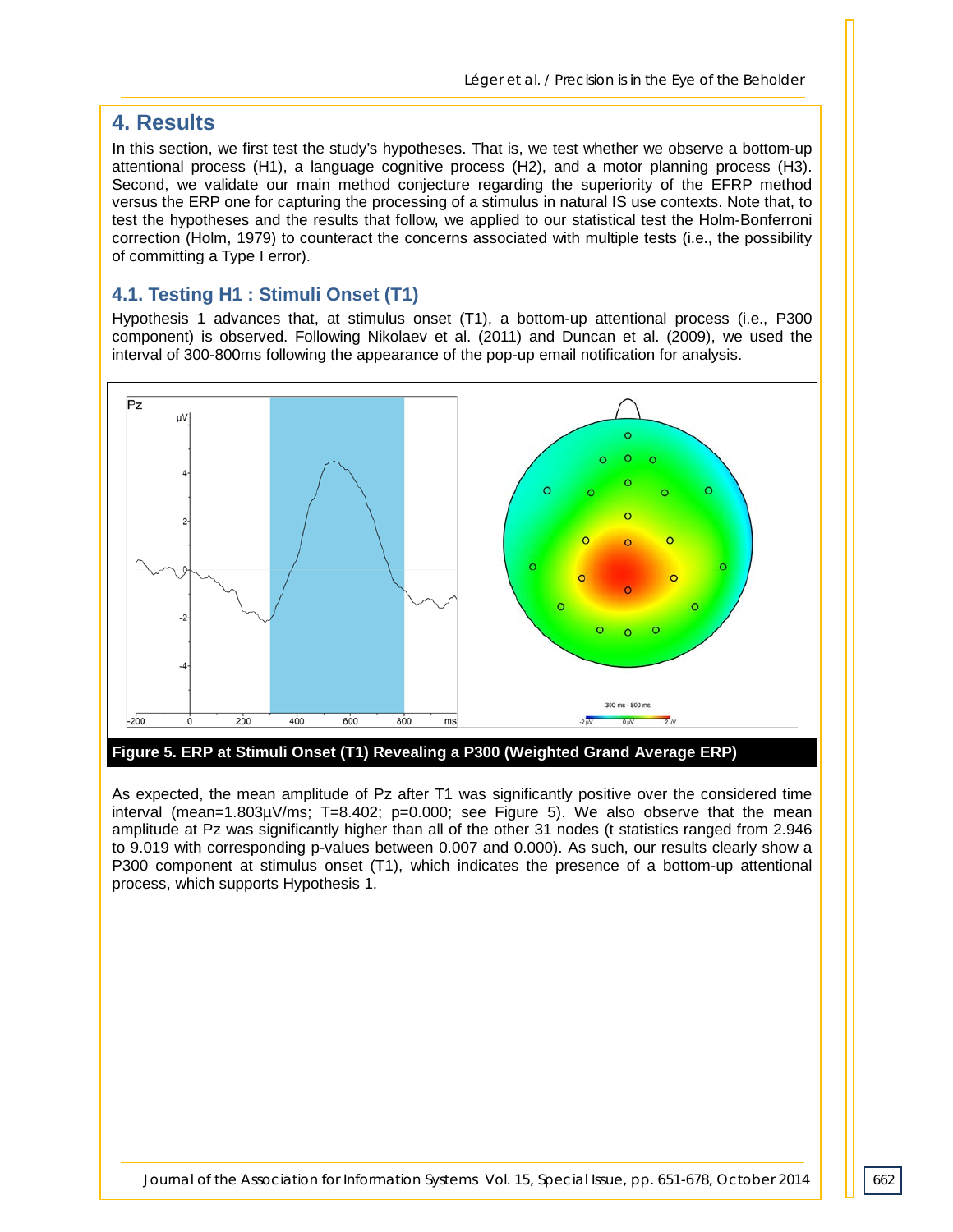## 4. Results

In this section, we first test the study's hypotheses. That is, we test whether we observe a bottom-up attentional process (H1), a language cognitive process (H2), and a motor planning process (H3). Second, we validate our main method conjecture regarding the superiority of the EFRP method versus the ERP one for capturing the processing of a stimulus in natural IS use contexts. Note that, to test the hypotheses and the results that follow, we applied to our statistical test the Holm-Bonferroni correction (Holm, 1979) to counteract the concerns associated with multiple tests (i.e., the possibility of committing a Type I error).

### 4.1. Testing H1 : Stimuli Onset (T1)

Hypothesis 1 advances that, at stimulus onset (T1), a bottom-up attentional process (i.e., P300 component) is observed. Following Nikolaev et al. (2011) and Duncan et al. (2009), we used the interval of 300-800ms following the appearance of the pop-up email notification for analysis.

**Figure 5. ERP at Stimuli Onset (T1) Revealing a P300 (Weighted Grand Average ERP)**

As expected, the mean amplitude of Pz after T1 was significantly positive over the considered time interval (mean=1.803µV/ms; T=8.402; p=0.000; see Figure 5). We also observe that the mean amplitude at Pz was significantly higher than all of the other 31 nodes (t statistics ranged from 2.946 to 9.019 with corresponding p-values between 0.007 and 0.000). As such, our results clearly show a P300 component at stimulus onset (T1), which indicates the presence of a bottom-up attentional process, which supports Hypothesis 1.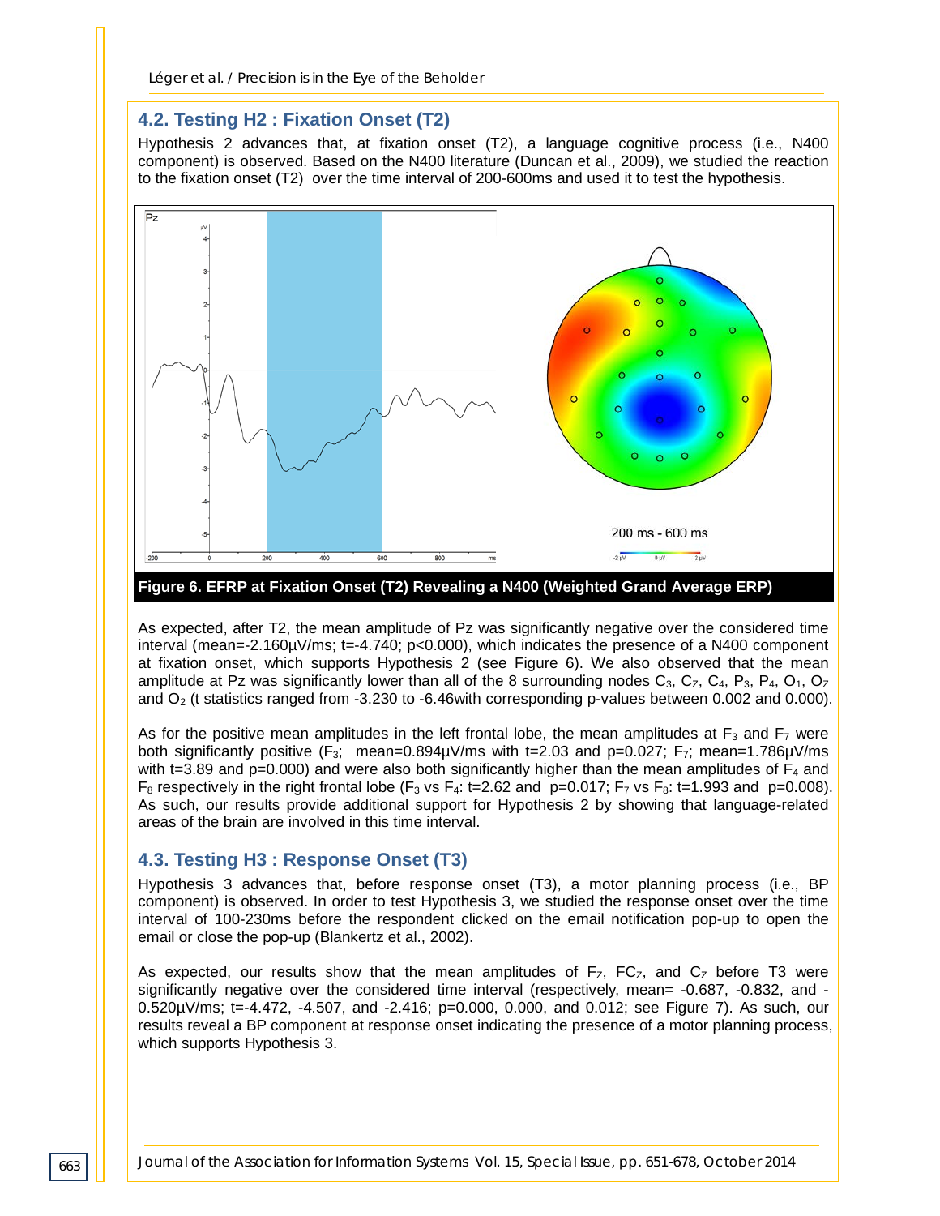## 4.2. Testing H2 : Fixation Onset (T2)

Hypothesis 2 advances that, at fixation onset (T2), a language cognitive process (i.e., N400 component) is observed. Based on the N400 literature (Duncan et al., 2009), we studied the reaction to the fixation onset (T2) over the time interval of 200-600ms and used it to test the hypothesis.

**Figure 6. EFRP at Fixation Onset (T2) Revealing a N400 (Weighted Grand Average ERP)**

As expected, after T2, the mean amplitude of Pz was significantly negative over the considered time interval (mean=-2.160µV/ms; t=-4.740; p<0.000), which indicates the presence of a N400 component at fixation onset, which supports Hypothesis 2 (see Figure 6). We also observed that the mean amplitude at Pz was significantly lower than all of the 8 surrounding nodes $C_3$, $C_Z$, $C_4$, $P_3$, $P_4$, $O_1$, $O_Z$ and $O_2$ (t statistics ranged from -3.230 to -6.46with corresponding p-values between 0.002 and 0.000).

As for the positive mean amplitudes in the left frontal lobe, the mean amplitudes at $F_3$ and $F_7$ were both significantly positive ($F_3$; mean=0.894µV/ms with t=2.03 and p=0.027; $F_7$; mean=1.786µV/ms with t=3.89 and p=0.000) and were also both significantly higher than the mean amplitudes of $F_4$ and $F_8$ respectively in the right frontal lobe ($F_3$ vs $F_4$: t=2.62 and p=0.017; $F_7$ vs $F_8$: t=1.993 and p=0.008). As such, our results provide additional support for Hypothesis 2 by showing that language-related areas of the brain are involved in this time interval.

## 4.3. Testing H3 : Response Onset (T3)

Hypothesis 3 advances that, before response onset (T3), a motor planning process (i.e., BP component) is observed. In order to test Hypothesis 3, we studied the response onset over the time interval of 100-230ms before the respondent clicked on the email notification pop-up to open the email or close the pop-up (Blankertz et al., 2002).

As expected, our results show that the mean amplitudes of $F_Z$, $FC_Z$, and $C_Z$ before T3 were significantly negative over the considered time interval (respectively, mean= -0.687, -0.832, and -0.520µV/ms; t=-4.472, -4.507, and -2.416; p=0.000, 0.000, and 0.012; see Figure 7). As such, our results reveal a BP component at response onset indicating the presence of a motor planning process, which supports Hypothesis 3.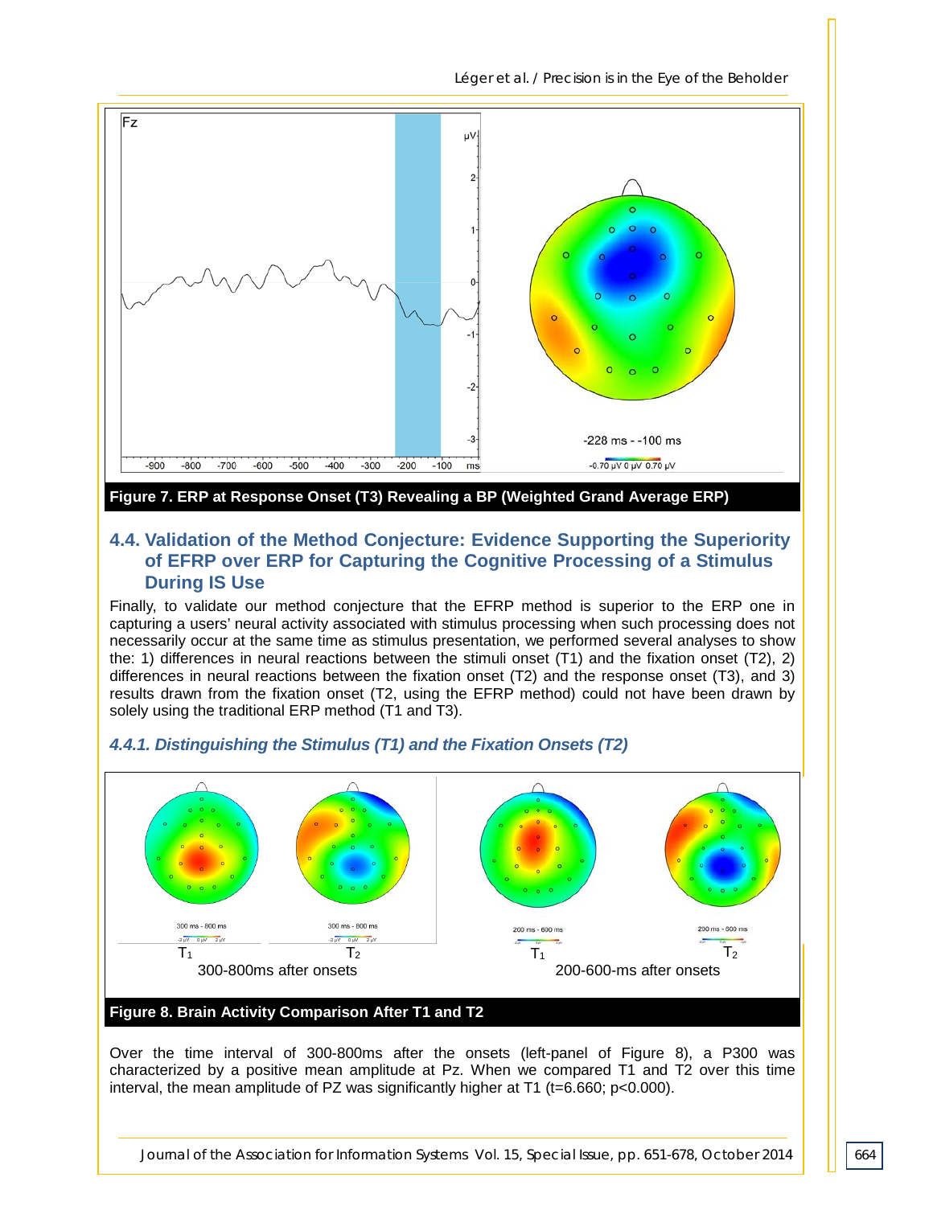**Figure 7. ERP at Response Onset (T3) Revealing a BP (Weighted Grand Average ERP)**

### 4.4. Validation of the Method Conjecture: Evidence Supporting the Superiority of EFRP over ERP for Capturing the Cognitive Processing of a Stimulus During IS Use

Finally, to validate our method conjecture that the EFRP method is superior to the ERP one in capturing a users' neural activity associated with stimulus processing when such processing does not necessarily occur at the same time as stimulus presentation, we performed several analyses to show the: 1) differences in neural reactions between the stimuli onset (T1) and the fixation onset (T2), 2) differences in neural reactions between the fixation onset (T2) and the response onset (T3), and 3) results drawn from the fixation onset (T2, using the EFRP method) could not have been drawn by solely using the traditional ERP method (T1 and T3).

#### *4.4.1. Distinguishing the Stimulus (T1) and the Fixation Onsets (T2)*

**Figure 8. Brain Activity Comparison After T1 and T2**

Over the time interval of 300-800ms after the onsets (left-panel of Figure 8), a P300 was characterized by a positive mean amplitude at Pz. When we compared T1 and T2 over this time interval, the mean amplitude of PZ was significantly higher at T1 ($t=6.660$; $p<0.000$).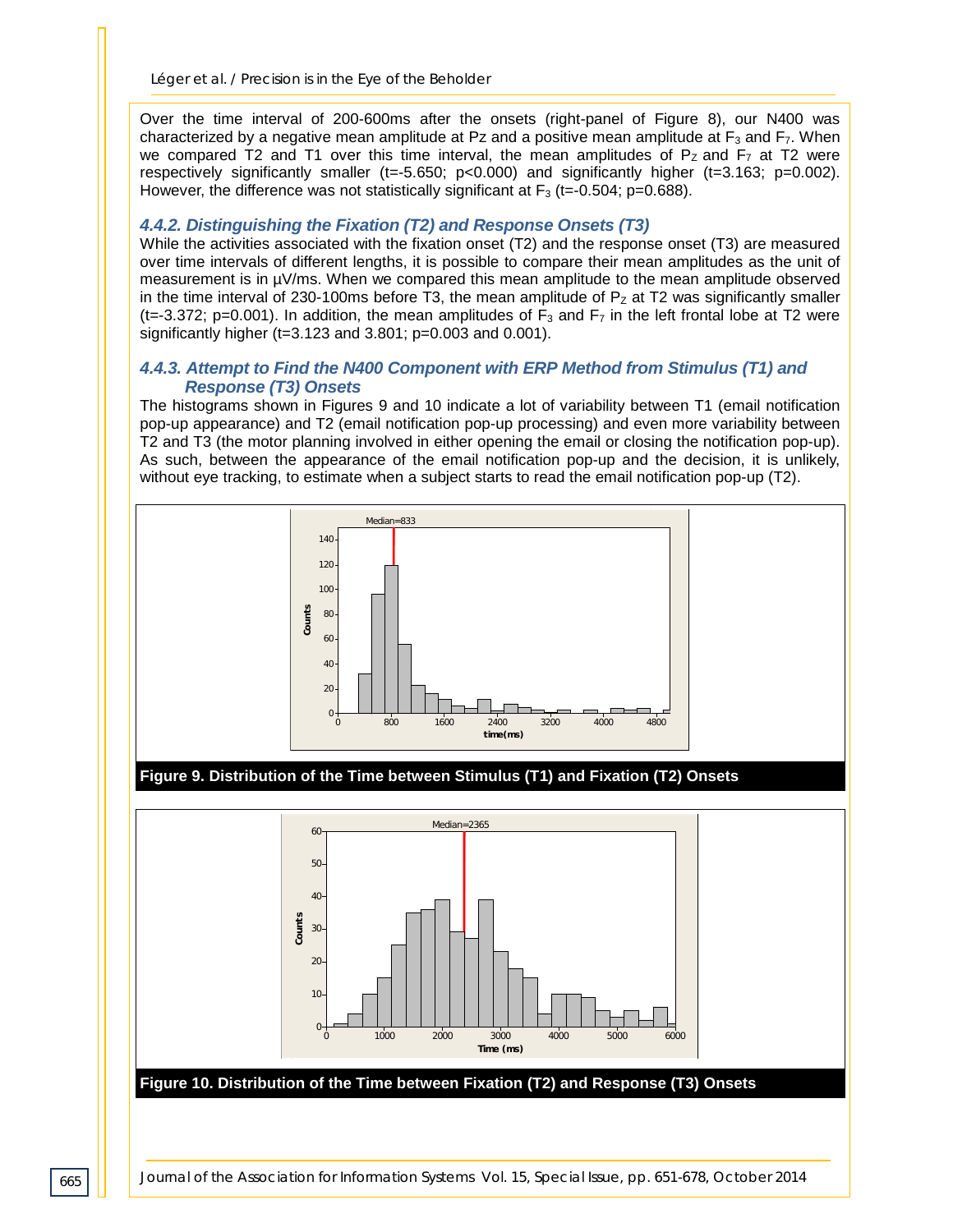Over the time interval of 200-600ms after the onsets (right-panel of Figure 8), our N400 was characterized by a negative mean amplitude at Pz and a positive mean amplitude at $F_3$ and $F_7$. When we compared T2 and T1 over this time interval, the mean amplitudes of $P_Z$ and $F_7$ at T2 were respectively significantly smaller ($t=-5.650$; $p<0.000$) and significantly higher ($t=3.163$; $p=0.002$). However, the difference was not statistically significant at $F_3$ ($t=-0.504$; $p=0.688$).

### 4.4.2. Distinguishing the Fixation (T2) and Response Onsets (T3)

While the activities associated with the fixation onset (T2) and the response onset (T3) are measured over time intervals of different lengths, it is possible to compare their mean amplitudes as the unit of measurement is in µV/ms. When we compared this mean amplitude to the mean amplitude observed in the time interval of 230-100ms before T3, the mean amplitude of $P_Z$ at T2 was significantly smaller ($t=-3.372$; $p=0.001$). In addition, the mean amplitudes of $F_3$ and $F_7$ in the left frontal lobe at T2 were significantly higher ($t=3.123$ and $3.801$; $p=0.003$ and $0.001$).

### 4.4.3. Attempt to Find the N400 Component with ERP Method from Stimulus (T1) and Response (T3) Onsets

The histograms shown in Figures 9 and 10 indicate a lot of variability between T1 (email notification pop-up appearance) and T2 (email notification pop-up processing) and even more variability between T2 and T3 (the motor planning involved in either opening the email or closing the notification pop-up). As such, between the appearance of the email notification pop-up and the decision, it is unlikely, without eye tracking, to estimate when a subject starts to read the email notification pop-up (T2).

**Figure 9. Distribution of the Time between Stimulus (T1) and Fixation (T2) Onsets**

**Figure 10. Distribution of the Time between Fixation (T2) and Response (T3) Onsets**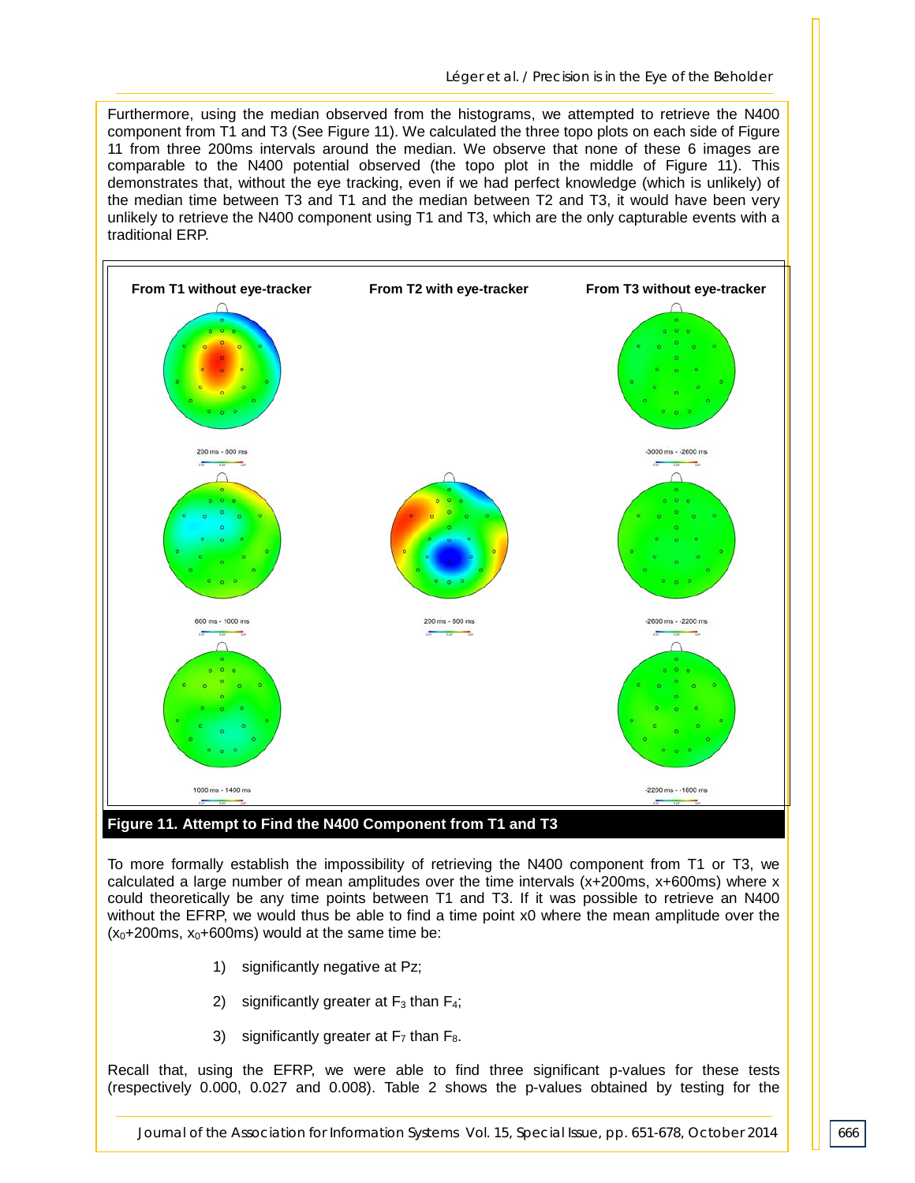Furthermore, using the median observed from the histograms, we attempted to retrieve the N400 component from T1 and T3 (See Figure 11). We calculated the three topo plots on each side of Figure 11 from three 200ms intervals around the median. We observe that none of these 6 images are comparable to the N400 potential observed (the topo plot in the middle of Figure 11). This demonstrates that, without the eye tracking, even if we had perfect knowledge (which is unlikely) of the median time between T3 and T1 and the median between T2 and T3, it would have been very unlikely to retrieve the N400 component using T1 and T3, which are the only capturable events with a traditional ERP.

**Figure 11. Attempt to Find the N400 Component from T1 and T3**

To more formally establish the impossibility of retrieving the N400 component from T1 or T3, we calculated a large number of mean amplitudes over the time intervals (x+200ms, x+600ms) where x could theoretically be any time points between T1 and T3. If it was possible to retrieve an N400 without the EFRP, we would thus be able to find a time point x0 where the mean amplitude over the ($x_0$+200ms, $x_0$+600ms) would at the same time be:

1) significantly negative at Pz;
2) significantly greater at $F_3$ than $F_4$;
3) significantly greater at $F_7$ than $F_8$.

Recall that, using the EFRP, we were able to find three significant p-values for these tests (respectively 0.000, 0.027 and 0.008). Table 2 shows the p-values obtained by testing for the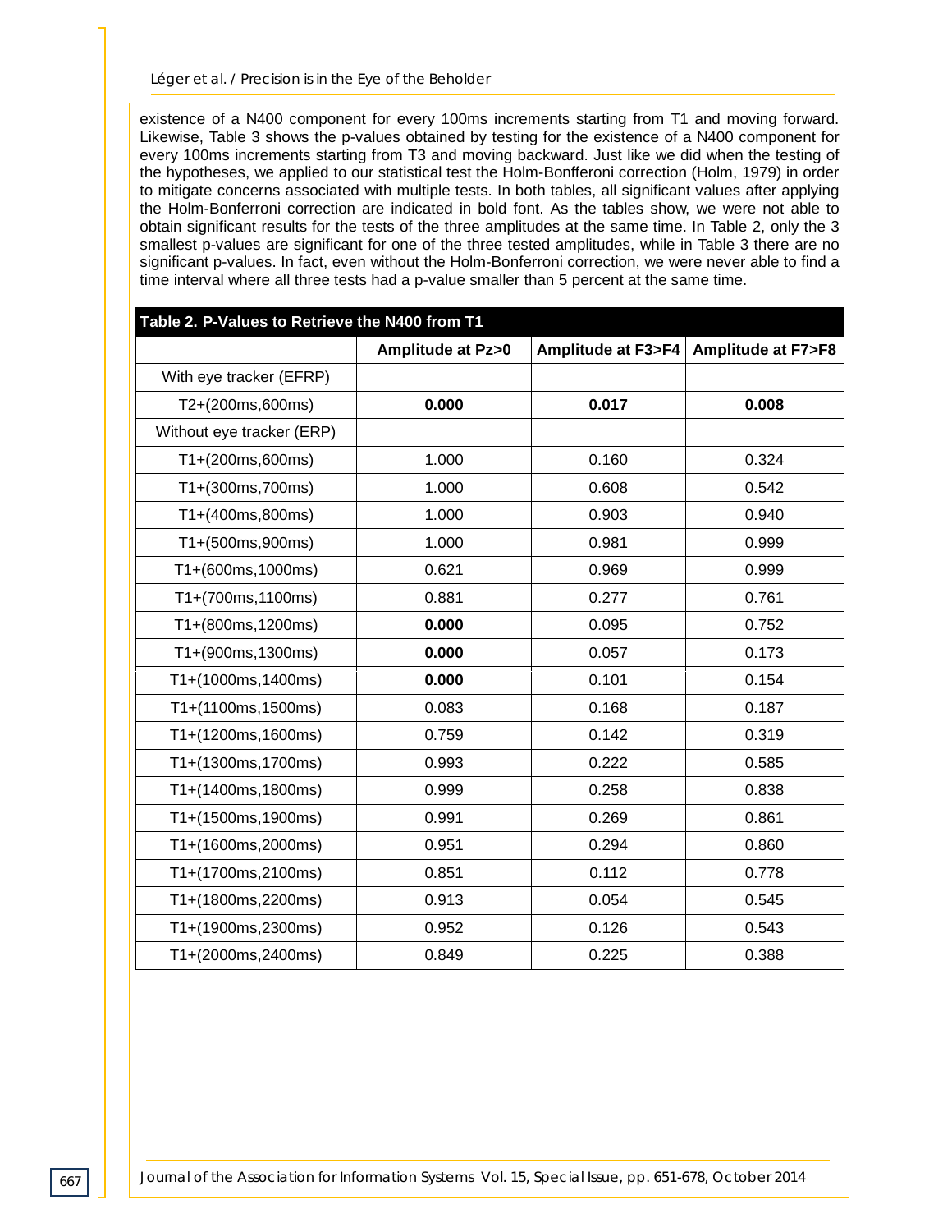existence of a N400 component for every 100ms increments starting from T1 and moving forward. Likewise, Table 3 shows the p-values obtained by testing for the existence of a N400 component for every 100ms increments starting from T3 and moving backward. Just like we did when the testing of the hypotheses, we applied to our statistical test the Holm-Bonfferoni correction (Holm, 1979) in order to mitigate concerns associated with multiple tests. In both tables, all significant values after applying the Holm-Bonferroni correction are indicated in bold font. As the tables show, we were not able to obtain significant results for the tests of the three amplitudes at the same time. In Table 2, only the 3 smallest p-values are significant for one of the three tested amplitudes, while in Table 3 there are no significant p-values. In fact, even without the Holm-Bonferroni correction, we were never able to find a time interval where all three tests had a p-value smaller than 5 percent at the same time.

**Table 2. P-Values to Retrieve the N400 from T1**

| | Amplitude at Pz>0 | Amplitude at F3>F4 | Amplitude at F7>F8 |
|---|---|---|---|
| With eye tracker (EFRP) | | | |
| T2+(200ms,600ms) | **0.000** | **0.017** | **0.008** |
| Without eye tracker (ERP) | | | |
| T1+(200ms,600ms) | 1.000 | 0.160 | 0.324 |
| T1+(300ms,700ms) | 1.000 | 0.608 | 0.542 |
| T1+(400ms,800ms) | 1.000 | 0.903 | 0.940 |
| T1+(500ms,900ms) | 1.000 | 0.981 | 0.999 |
| T1+(600ms,1000ms) | 0.621 | 0.969 | 0.999 |
| T1+(700ms,1100ms) | 0.881 | 0.277 | 0.761 |
| T1+(800ms,1200ms) | **0.000** | 0.095 | 0.752 |
| T1+(900ms,1300ms) | **0.000** | 0.057 | 0.173 |
| T1+(1000ms,1400ms) | **0.000** | 0.101 | 0.154 |
| T1+(1100ms,1500ms) | 0.083 | 0.168 | 0.187 |
| T1+(1200ms,1600ms) | 0.759 | 0.142 | 0.319 |
| T1+(1300ms,1700ms) | 0.993 | 0.222 | 0.585 |
| T1+(1400ms,1800ms) | 0.999 | 0.258 | 0.838 |
| T1+(1500ms,1900ms) | 0.991 | 0.269 | 0.861 |
| T1+(1600ms,2000ms) | 0.951 | 0.294 | 0.860 |
| T1+(1700ms,2100ms) | 0.851 | 0.112 | 0.778 |
| T1+(1800ms,2200ms) | 0.913 | 0.054 | 0.545 |
| T1+(1900ms,2300ms) | 0.952 | 0.126 | 0.543 |
| T1+(2000ms,2400ms) | 0.849 | 0.225 | 0.388 |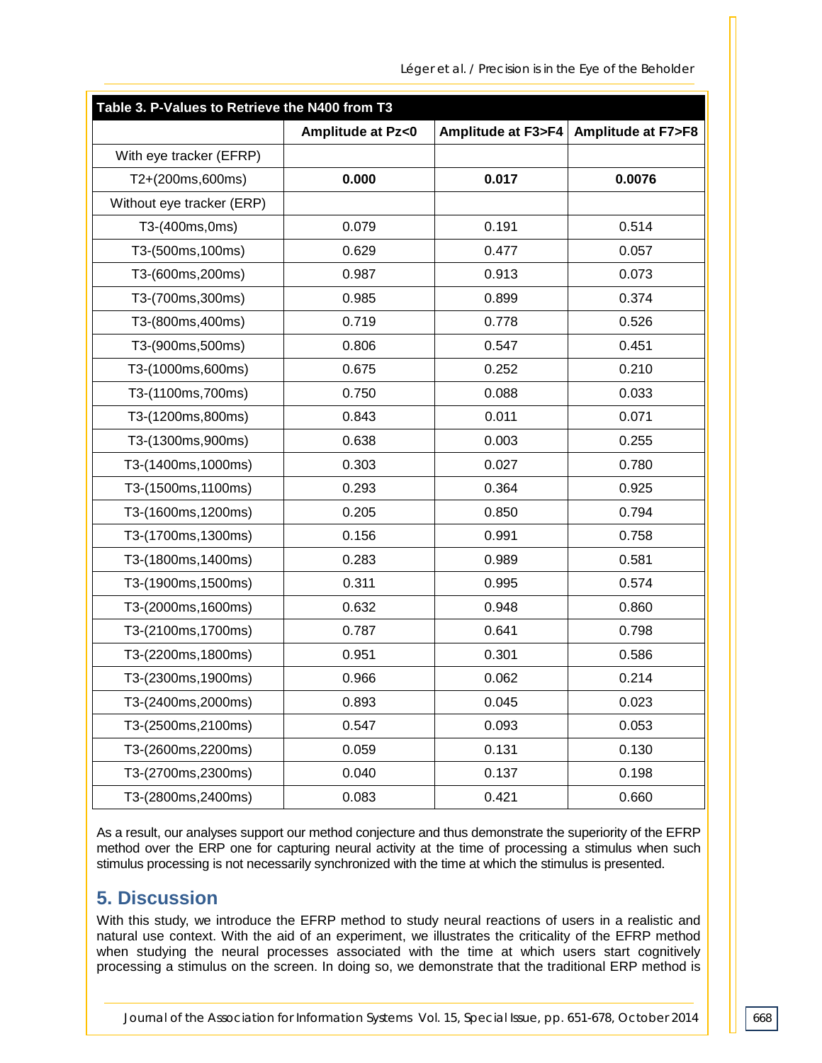**Table 3. P-Values to Retrieve the N400 from T3**

| | Amplitude at Pz<0 | Amplitude at F3>F4 | Amplitude at F7>F8 |
|---|---|---|---|
| With eye tracker (EFRP) | | | |
| T2+(200ms,600ms) | **0.000** | **0.017** | **0.0076** |
| Without eye tracker (ERP) | | | |
| T3-(400ms,0ms) | 0.079 | 0.191 | 0.514 |
| T3-(500ms,100ms) | 0.629 | 0.477 | 0.057 |
| T3-(600ms,200ms) | 0.987 | 0.913 | 0.073 |
| T3-(700ms,300ms) | 0.985 | 0.899 | 0.374 |
| T3-(800ms,400ms) | 0.719 | 0.778 | 0.526 |
| T3-(900ms,500ms) | 0.806 | 0.547 | 0.451 |
| T3-(1000ms,600ms) | 0.675 | 0.252 | 0.210 |
| T3-(1100ms,700ms) | 0.750 | 0.088 | 0.033 |
| T3-(1200ms,800ms) | 0.843 | 0.011 | 0.071 |
| T3-(1300ms,900ms) | 0.638 | 0.003 | 0.255 |
| T3-(1400ms,1000ms) | 0.303 | 0.027 | 0.780 |
| T3-(1500ms,1100ms) | 0.293 | 0.364 | 0.925 |
| T3-(1600ms,1200ms) | 0.205 | 0.850 | 0.794 |
| T3-(1700ms,1300ms) | 0.156 | 0.991 | 0.758 |
| T3-(1800ms,1400ms) | 0.283 | 0.989 | 0.581 |
| T3-(1900ms,1500ms) | 0.311 | 0.995 | 0.574 |
| T3-(2000ms,1600ms) | 0.632 | 0.948 | 0.860 |
| T3-(2100ms,1700ms) | 0.787 | 0.641 | 0.798 |
| T3-(2200ms,1800ms) | 0.951 | 0.301 | 0.586 |
| T3-(2300ms,1900ms) | 0.966 | 0.062 | 0.214 |
| T3-(2400ms,2000ms) | 0.893 | 0.045 | 0.023 |
| T3-(2500ms,2100ms) | 0.547 | 0.093 | 0.053 |
| T3-(2600ms,2200ms) | 0.059 | 0.131 | 0.130 |
| T3-(2700ms,2300ms) | 0.040 | 0.137 | 0.198 |
| T3-(2800ms,2400ms) | 0.083 | 0.421 | 0.660 |

As a result, our analyses support our method conjecture and thus demonstrate the superiority of the EFRP method over the ERP one for capturing neural activity at the time of processing a stimulus when such stimulus processing is not necessarily synchronized with the time at which the stimulus is presented.

## 5. Discussion

With this study, we introduce the EFRP method to study neural reactions of users in a realistic and natural use context. With the aid of an experiment, we illustrates the criticality of the EFRP method when studying the neural processes associated with the time at which users start cognitively processing a stimulus on the screen. In doing so, we demonstrate that the traditional ERP method is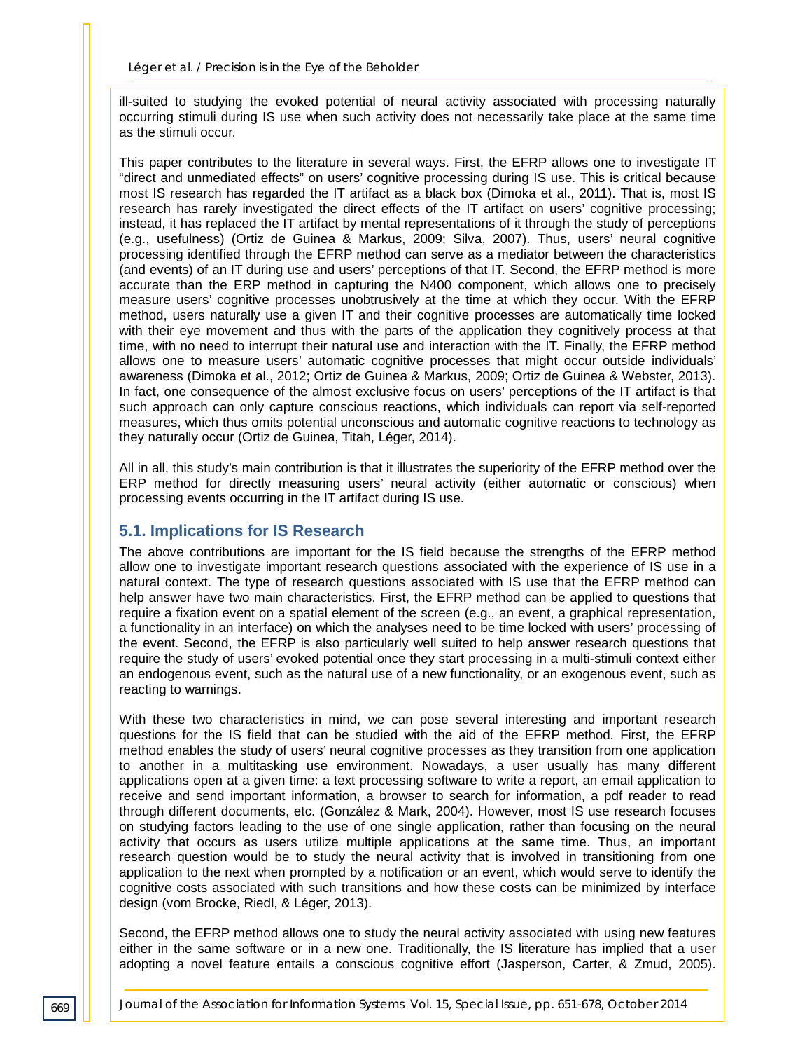ill-suited to studying the evoked potential of neural activity associated with processing naturally occurring stimuli during IS use when such activity does not necessarily take place at the same time as the stimuli occur.

This paper contributes to the literature in several ways. First, the EFRP allows one to investigate IT "direct and unmediated effects" on users' cognitive processing during IS use. This is critical because most IS research has regarded the IT artifact as a black box (Dimoka et al., 2011). That is, most IS research has rarely investigated the direct effects of the IT artifact on users' cognitive processing; instead, it has replaced the IT artifact by mental representations of it through the study of perceptions (e.g., usefulness) (Ortiz de Guinea & Markus, 2009; Silva, 2007). Thus, users' neural cognitive processing identified through the EFRP method can serve as a mediator between the characteristics (and events) of an IT during use and users' perceptions of that IT. Second, the EFRP method is more accurate than the ERP method in capturing the N400 component, which allows one to precisely measure users' cognitive processes unobtrusively at the time at which they occur. With the EFRP method, users naturally use a given IT and their cognitive processes are automatically time locked with their eye movement and thus with the parts of the application they cognitively process at that time, with no need to interrupt their natural use and interaction with the IT. Finally, the EFRP method allows one to measure users' automatic cognitive processes that might occur outside individuals' awareness (Dimoka et al., 2012; Ortiz de Guinea & Markus, 2009; Ortiz de Guinea & Webster, 2013). In fact, one consequence of the almost exclusive focus on users' perceptions of the IT artifact is that such approach can only capture conscious reactions, which individuals can report via self-reported measures, which thus omits potential unconscious and automatic cognitive reactions to technology as they naturally occur (Ortiz de Guinea, Titah, Léger, 2014).

All in all, this study's main contribution is that it illustrates the superiority of the EFRP method over the ERP method for directly measuring users' neural activity (either automatic or conscious) when processing events occurring in the IT artifact during IS use.

## 5.1. Implications for IS Research

The above contributions are important for the IS field because the strengths of the EFRP method allow one to investigate important research questions associated with the experience of IS use in a natural context. The type of research questions associated with IS use that the EFRP method can help answer have two main characteristics. First, the EFRP method can be applied to questions that require a fixation event on a spatial element of the screen (e.g., an event, a graphical representation, a functionality in an interface) on which the analyses need to be time locked with users' processing of the event. Second, the EFRP is also particularly well suited to help answer research questions that require the study of users' evoked potential once they start processing in a multi-stimuli context either an endogenous event, such as the natural use of a new functionality, or an exogenous event, such as reacting to warnings.

With these two characteristics in mind, we can pose several interesting and important research questions for the IS field that can be studied with the aid of the EFRP method. First, the EFRP method enables the study of users' neural cognitive processes as they transition from one application to another in a multitasking use environment. Nowadays, a user usually has many different applications open at a given time: a text processing software to write a report, an email application to receive and send important information, a browser to search for information, a pdf reader to read through different documents, etc. (González & Mark, 2004). However, most IS use research focuses on studying factors leading to the use of one single application, rather than focusing on the neural activity that occurs as users utilize multiple applications at the same time. Thus, an important research question would be to study the neural activity that is involved in transitioning from one application to the next when prompted by a notification or an event, which would serve to identify the cognitive costs associated with such transitions and how these costs can be minimized by interface design (vom Brocke, Riedl, & Léger, 2013).

Second, the EFRP method allows one to study the neural activity associated with using new features either in the same software or in a new one. Traditionally, the IS literature has implied that a user adopting a novel feature entails a conscious cognitive effort (Jasperson, Carter, & Zmud, 2005).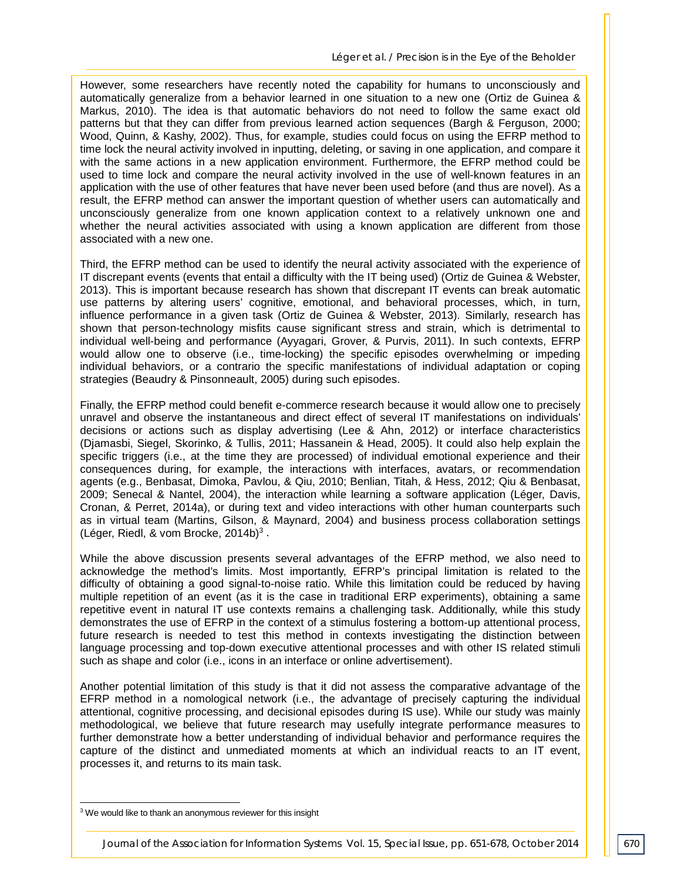However, some researchers have recently noted the capability for humans to unconsciously and automatically generalize from a behavior learned in one situation to a new one (Ortiz de Guinea & Markus, 2010). The idea is that automatic behaviors do not need to follow the same exact old patterns but that they can differ from previous learned action sequences (Bargh & Ferguson, 2000; Wood, Quinn, & Kashy, 2002). Thus, for example, studies could focus on using the EFRP method to time lock the neural activity involved in inputting, deleting, or saving in one application, and compare it with the same actions in a new application environment. Furthermore, the EFRP method could be used to time lock and compare the neural activity involved in the use of well-known features in an application with the use of other features that have never been used before (and thus are novel). As a result, the EFRP method can answer the important question of whether users can automatically and unconsciously generalize from one known application context to a relatively unknown one and whether the neural activities associated with using a known application are different from those associated with a new one.

Third, the EFRP method can be used to identify the neural activity associated with the experience of IT discrepant events (events that entail a difficulty with the IT being used) (Ortiz de Guinea & Webster, 2013). This is important because research has shown that discrepant IT events can break automatic use patterns by altering users' cognitive, emotional, and behavioral processes, which, in turn, influence performance in a given task (Ortiz de Guinea & Webster, 2013). Similarly, research has shown that person-technology misfits cause significant stress and strain, which is detrimental to individual well-being and performance (Ayyagari, Grover, & Purvis, 2011). In such contexts, EFRP would allow one to observe (i.e., time-locking) the specific episodes overwhelming or impeding individual behaviors, or a contrario the specific manifestations of individual adaptation or coping strategies (Beaudry & Pinsonneault, 2005) during such episodes.

Finally, the EFRP method could benefit e-commerce research because it would allow one to precisely unravel and observe the instantaneous and direct effect of several IT manifestations on individuals' decisions or actions such as display advertising (Lee & Ahn, 2012) or interface characteristics (Djamasbi, Siegel, Skorinko, & Tullis, 2011; Hassanein & Head, 2005). It could also help explain the specific triggers (i.e., at the time they are processed) of individual emotional experience and their consequences during, for example, the interactions with interfaces, avatars, or recommendation agents (e.g., Benbasat, Dimoka, Pavlou, & Qiu, 2010; Benlian, Titah, & Hess, 2012; Qiu & Benbasat, 2009; Senecal & Nantel, 2004), the interaction while learning a software application (Léger, Davis, Cronan, & Perret, 2014a), or during text and video interactions with other human counterparts such as in virtual team (Martins, Gilson, & Maynard, 2004) and business process collaboration settings (Léger, Riedl, & vom Brocke, 2014b)[3] .

While the above discussion presents several advantages of the EFRP method, we also need to acknowledge the method's limits. Most importantly, EFRP's principal limitation is related to the difficulty of obtaining a good signal-to-noise ratio. While this limitation could be reduced by having multiple repetition of an event (as it is the case in traditional ERP experiments), obtaining a same repetitive event in natural IT use contexts remains a challenging task. Additionally, while this study demonstrates the use of EFRP in the context of a stimulus fostering a bottom-up attentional process, future research is needed to test this method in contexts investigating the distinction between language processing and top-down executive attentional processes and with other IS related stimuli such as shape and color (i.e., icons in an interface or online advertisement).

Another potential limitation of this study is that it did not assess the comparative advantage of the EFRP method in a nomological network (i.e., the advantage of precisely capturing the individual attentional, cognitive processing, and decisional episodes during IS use). While our study was mainly methodological, we believe that future research may usefully integrate performance measures to further demonstrate how a better understanding of individual behavior and performance requires the capture of the distinct and unmediated moments at which an individual reacts to an IT event, processes it, and returns to its main task.

---

[3] We would like to thank an anonymous reviewer for this insight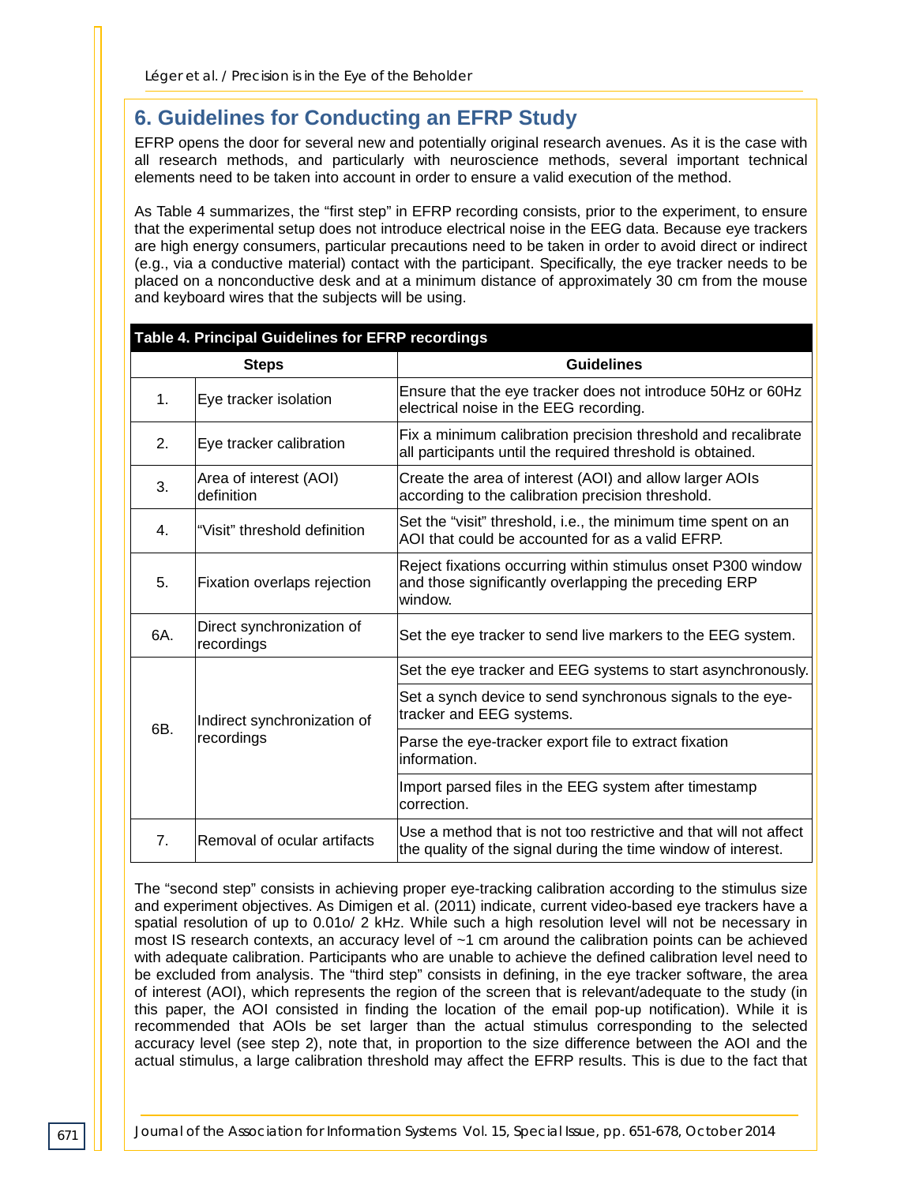## 6. Guidelines for Conducting an EFRP Study

EFRP opens the door for several new and potentially original research avenues. As it is the case with all research methods, and particularly with neuroscience methods, several important technical elements need to be taken into account in order to ensure a valid execution of the method.

As Table 4 summarizes, the "first step" in EFRP recording consists, prior to the experiment, to ensure that the experimental setup does not introduce electrical noise in the EEG data. Because eye trackers are high energy consumers, particular precautions need to be taken in order to avoid direct or indirect (e.g., via a conductive material) contact with the participant. Specifically, the eye tracker needs to be placed on a nonconductive desk and at a minimum distance of approximately 30 cm from the mouse and keyboard wires that the subjects will be using.

**Table 4. Principal Guidelines for EFRP recordings**

| Steps | | Guidelines |
|---|---|---|
| 1. | Eye tracker isolation | Ensure that the eye tracker does not introduce 50Hz or 60Hz electrical noise in the EEG recording. |
| 2. | Eye tracker calibration | Fix a minimum calibration precision threshold and recalibrate all participants until the required threshold is obtained. |
| 3. | Area of interest (AOI) definition | Create the area of interest (AOI) and allow larger AOIs according to the calibration precision threshold. |
| 4. | "Visit" threshold definition | Set the "visit" threshold, i.e., the minimum time spent on an AOI that could be accounted for as a valid EFRP. |
| 5. | Fixation overlaps rejection | Reject fixations occurring within stimulus onset P300 window and those significantly overlapping the preceding ERP window. |
| 6A. | Direct synchronization of recordings | Set the eye tracker to send live markers to the EEG system. |
| 6B. | Indirect synchronization of recordings | Set the eye tracker and EEG systems to start asynchronously. |
| | | Set a synch device to send synchronous signals to the eye-tracker and EEG systems. |
| | | Parse the eye-tracker export file to extract fixation information. |
| | | Import parsed files in the EEG system after timestamp correction. |
| 7. | Removal of ocular artifacts | Use a method that is not too restrictive and that will not affect the quality of the signal during the time window of interest. |

The "second step" consists in achieving proper eye-tracking calibration according to the stimulus size and experiment objectives. As Dimigen et al. (2011) indicate, current video-based eye trackers have a spatial resolution of up to 0.01o/ 2 kHz. While such a high resolution level will not be necessary in most IS research contexts, an accuracy level of ~1 cm around the calibration points can be achieved with adequate calibration. Participants who are unable to achieve the defined calibration level need to be excluded from analysis. The "third step" consists in defining, in the eye tracker software, the area of interest (AOI), which represents the region of the screen that is relevant/adequate to the study (in this paper, the AOI consisted in finding the location of the email pop-up notification). While it is recommended that AOIs be set larger than the actual stimulus corresponding to the selected accuracy level (see step 2), note that, in proportion to the size difference between the AOI and the actual stimulus, a large calibration threshold may affect the EFRP results. This is due to the fact that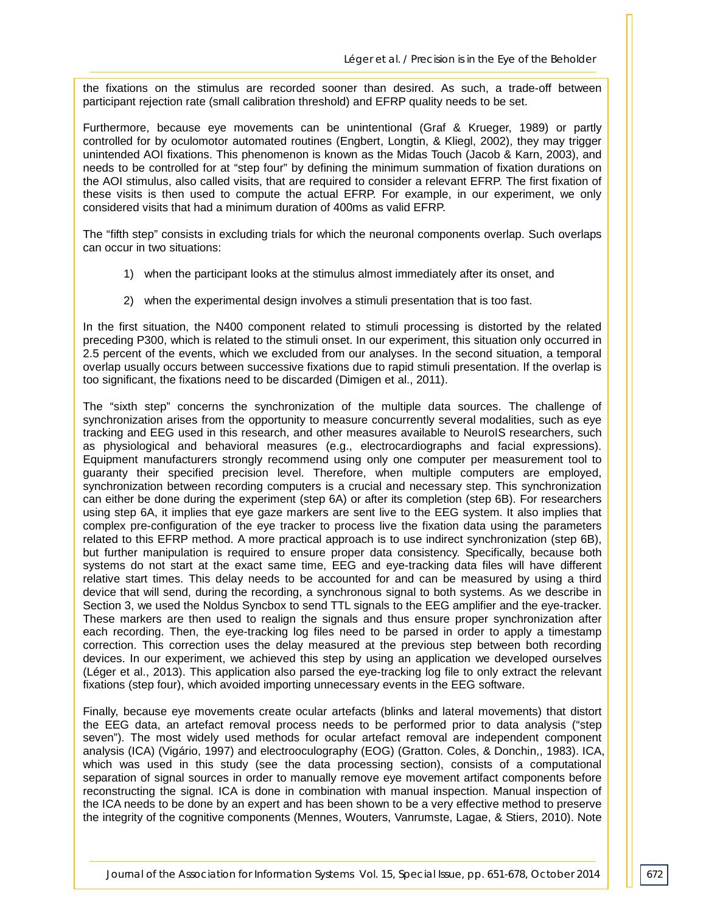the fixations on the stimulus are recorded sooner than desired. As such, a trade-off between participant rejection rate (small calibration threshold) and EFRP quality needs to be set.

Furthermore, because eye movements can be unintentional (Graf & Krueger, 1989) or partly controlled for by oculomotor automated routines (Engbert, Longtin, & Kliegl, 2002), they may trigger unintended AOI fixations. This phenomenon is known as the Midas Touch (Jacob & Karn, 2003), and needs to be controlled for at "step four" by defining the minimum summation of fixation durations on the AOI stimulus, also called visits, that are required to consider a relevant EFRP. The first fixation of these visits is then used to compute the actual EFRP. For example, in our experiment, we only considered visits that had a minimum duration of 400ms as valid EFRP.

The "fifth step" consists in excluding trials for which the neuronal components overlap. Such overlaps can occur in two situations:

1) when the participant looks at the stimulus almost immediately after its onset, and

2) when the experimental design involves a stimuli presentation that is too fast.

In the first situation, the N400 component related to stimuli processing is distorted by the related preceding P300, which is related to the stimuli onset. In our experiment, this situation only occurred in 2.5 percent of the events, which we excluded from our analyses. In the second situation, a temporal overlap usually occurs between successive fixations due to rapid stimuli presentation. If the overlap is too significant, the fixations need to be discarded (Dimigen et al., 2011).

The "sixth step" concerns the synchronization of the multiple data sources. The challenge of synchronization arises from the opportunity to measure concurrently several modalities, such as eye tracking and EEG used in this research, and other measures available to NeuroIS researchers, such as physiological and behavioral measures (e.g., electrocardiographs and facial expressions). Equipment manufacturers strongly recommend using only one computer per measurement tool to guaranty their specified precision level. Therefore, when multiple computers are employed, synchronization between recording computers is a crucial and necessary step. This synchronization can either be done during the experiment (step 6A) or after its completion (step 6B). For researchers using step 6A, it implies that eye gaze markers are sent live to the EEG system. It also implies that complex pre-configuration of the eye tracker to process live the fixation data using the parameters related to this EFRP method. A more practical approach is to use indirect synchronization (step 6B), but further manipulation is required to ensure proper data consistency. Specifically, because both systems do not start at the exact same time, EEG and eye-tracking data files will have different relative start times. This delay needs to be accounted for and can be measured by using a third device that will send, during the recording, a synchronous signal to both systems. As we describe in Section 3, we used the Noldus Syncbox to send TTL signals to the EEG amplifier and the eye-tracker. These markers are then used to realign the signals and thus ensure proper synchronization after each recording. Then, the eye-tracking log files need to be parsed in order to apply a timestamp correction. This correction uses the delay measured at the previous step between both recording devices. In our experiment, we achieved this step by using an application we developed ourselves (Léger et al., 2013). This application also parsed the eye-tracking log file to only extract the relevant fixations (step four), which avoided importing unnecessary events in the EEG software.

Finally, because eye movements create ocular artefacts (blinks and lateral movements) that distort the EEG data, an artefact removal process needs to be performed prior to data analysis ("step seven"). The most widely used methods for ocular artefact removal are independent component analysis (ICA) (Vigário, 1997) and electrooculography (EOG) (Gratton. Coles, & Donchin,, 1983). ICA, which was used in this study (see the data processing section), consists of a computational separation of signal sources in order to manually remove eye movement artifact components before reconstructing the signal. ICA is done in combination with manual inspection. Manual inspection of the ICA needs to be done by an expert and has been shown to be a very effective method to preserve the integrity of the cognitive components (Mennes, Wouters, Vanrumste, Lagae, & Stiers, 2010). Note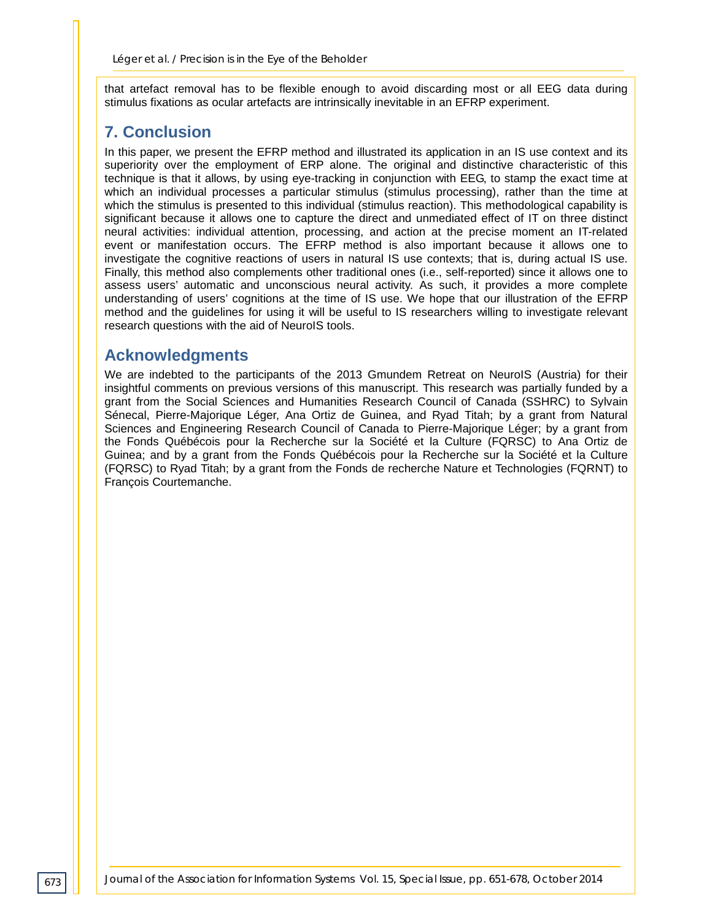that artefact removal has to be flexible enough to avoid discarding most or all EEG data during stimulus fixations as ocular artefacts are intrinsically inevitable in an EFRP experiment.

## 7. Conclusion

In this paper, we present the EFRP method and illustrated its application in an IS use context and its superiority over the employment of ERP alone. The original and distinctive characteristic of this technique is that it allows, by using eye-tracking in conjunction with EEG, to stamp the exact time at which an individual processes a particular stimulus (stimulus processing), rather than the time at which the stimulus is presented to this individual (stimulus reaction). This methodological capability is significant because it allows one to capture the direct and unmediated effect of IT on three distinct neural activities: individual attention, processing, and action at the precise moment an IT-related event or manifestation occurs. The EFRP method is also important because it allows one to investigate the cognitive reactions of users in natural IS use contexts; that is, during actual IS use. Finally, this method also complements other traditional ones (i.e., self-reported) since it allows one to assess users' automatic and unconscious neural activity. As such, it provides a more complete understanding of users' cognitions at the time of IS use. We hope that our illustration of the EFRP method and the guidelines for using it will be useful to IS researchers willing to investigate relevant research questions with the aid of NeuroIS tools.

## Acknowledgments

We are indebted to the participants of the 2013 Gmundem Retreat on NeuroIS (Austria) for their insightful comments on previous versions of this manuscript. This research was partially funded by a grant from the Social Sciences and Humanities Research Council of Canada (SSHRC) to Sylvain Sénecal, Pierre-Majorique Léger, Ana Ortiz de Guinea, and Ryad Titah; by a grant from Natural Sciences and Engineering Research Council of Canada to Pierre-Majorique Léger; by a grant from the Fonds Québécois pour la Recherche sur la Société et la Culture (FQRSC) to Ana Ortiz de Guinea; and by a grant from the Fonds Québécois pour la Recherche sur la Société et la Culture (FQRSC) to Ryad Titah; by a grant from the Fonds de recherche Nature et Technologies (FQRNT) to François Courtemanche.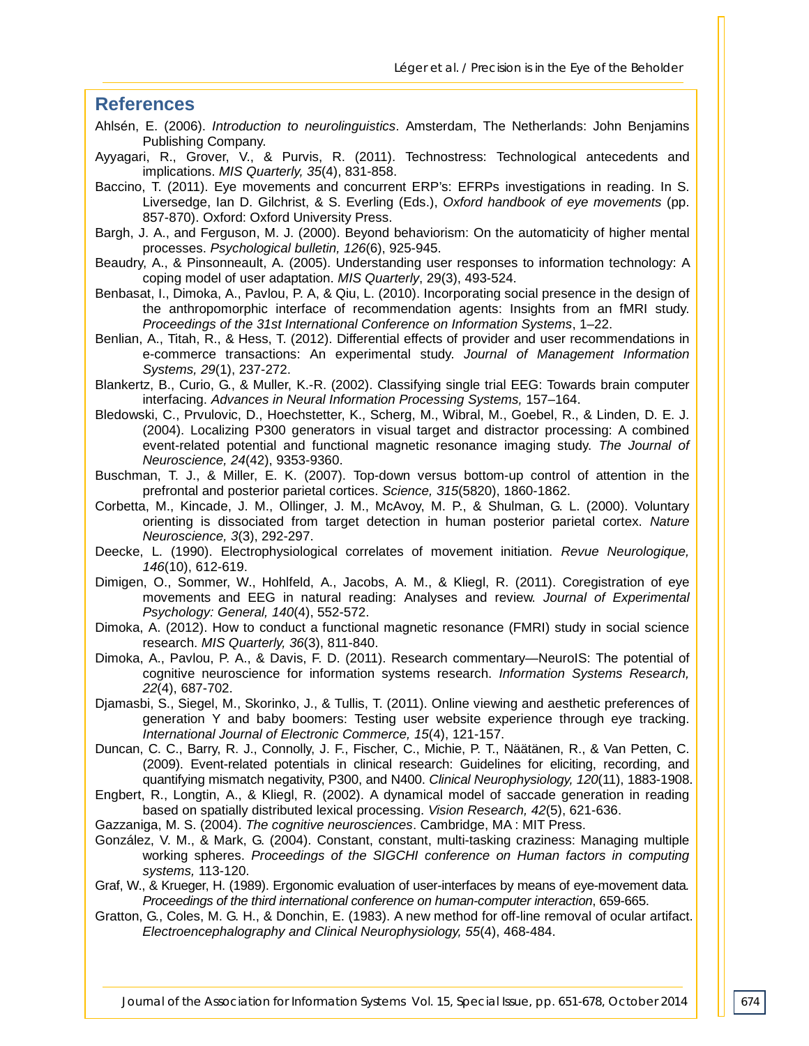## References

Ahlsén, E. (2006). *Introduction to neurolinguistics*. Amsterdam, The Netherlands: John Benjamins Publishing Company.

Ayyagari, R., Grover, V., & Purvis, R. (2011). Technostress: Technological antecedents and implications. *MIS Quarterly, 35*(4), 831-858.

Baccino, T. (2011). Eye movements and concurrent ERP's: EFRPs investigations in reading. In S. Liversedge, Ian D. Gilchrist, & S. Everling (Eds.), *Oxford handbook of eye movements* (pp. 857-870). Oxford: Oxford University Press.

Bargh, J. A., and Ferguson, M. J. (2000). Beyond behaviorism: On the automaticity of higher mental processes. *Psychological bulletin, 126*(6), 925-945.

Beaudry, A., & Pinsonneault, A. (2005). Understanding user responses to information technology: A coping model of user adaptation. *MIS Quarterly*, 29(3), 493-524.

Benbasat, I., Dimoka, A., Pavlou, P. A, & Qiu, L. (2010). Incorporating social presence in the design of the anthropomorphic interface of recommendation agents: Insights from an fMRI study. *Proceedings of the 31st International Conference on Information Systems*, 1–22.

Benlian, A., Titah, R., & Hess, T. (2012). Differential effects of provider and user recommendations in e-commerce transactions: An experimental study. *Journal of Management Information Systems, 29*(1), 237-272.

Blankertz, B., Curio, G., & Muller, K.-R. (2002). Classifying single trial EEG: Towards brain computer interfacing. *Advances in Neural Information Processing Systems,* 157–164.

Bledowski, C., Prvulovic, D., Hoechstetter, K., Scherg, M., Wibral, M., Goebel, R., & Linden, D. E. J. (2004). Localizing P300 generators in visual target and distractor processing: A combined event-related potential and functional magnetic resonance imaging study. *The Journal of Neuroscience, 24*(42), 9353-9360.

Buschman, T. J., & Miller, E. K. (2007). Top-down versus bottom-up control of attention in the prefrontal and posterior parietal cortices. *Science, 315*(5820), 1860-1862.

Corbetta, M., Kincade, J. M., Ollinger, J. M., McAvoy, M. P., & Shulman, G. L. (2000). Voluntary orienting is dissociated from target detection in human posterior parietal cortex. *Nature Neuroscience, 3*(3), 292-297.

Deecke, L. (1990). Electrophysiological correlates of movement initiation. *Revue Neurologique, 146*(10), 612-619.

Dimigen, O., Sommer, W., Hohlfeld, A., Jacobs, A. M., & Kliegl, R. (2011). Coregistration of eye movements and EEG in natural reading: Analyses and review. *Journal of Experimental Psychology: General, 140*(4), 552-572.

Dimoka, A. (2012). How to conduct a functional magnetic resonance (FMRI) study in social science research. *MIS Quarterly, 36*(3), 811-840.

Dimoka, A., Pavlou, P. A., & Davis, F. D. (2011). Research commentary—NeuroIS: The potential of cognitive neuroscience for information systems research. *Information Systems Research, 22*(4), 687-702.

Djamasbi, S., Siegel, M., Skorinko, J., & Tullis, T. (2011). Online viewing and aesthetic preferences of generation Y and baby boomers: Testing user website experience through eye tracking. *International Journal of Electronic Commerce, 15*(4), 121-157.

Duncan, C. C., Barry, R. J., Connolly, J. F., Fischer, C., Michie, P. T., Näätänen, R., & Van Petten, C. (2009). Event-related potentials in clinical research: Guidelines for eliciting, recording, and quantifying mismatch negativity, P300, and N400. *Clinical Neurophysiology, 120*(11), 1883-1908.

Engbert, R., Longtin, A., & Kliegl, R. (2002). A dynamical model of saccade generation in reading based on spatially distributed lexical processing. *Vision Research, 42*(5), 621-636.

Gazzaniga, M. S. (2004). *The cognitive neurosciences*. Cambridge, MA : MIT Press.

González, V. M., & Mark, G. (2004). Constant, constant, multi-tasking craziness: Managing multiple working spheres. *Proceedings of the SIGCHI conference on Human factors in computing systems,* 113-120.

Graf, W., & Krueger, H. (1989). Ergonomic evaluation of user-interfaces by means of eye-movement data. *Proceedings of the third international conference on human-computer interaction*, 659-665.

Gratton, G., Coles, M. G. H., & Donchin, E. (1983). A new method for off-line removal of ocular artifact. *Electroencephalography and Clinical Neurophysiology, 55*(4), 468-484.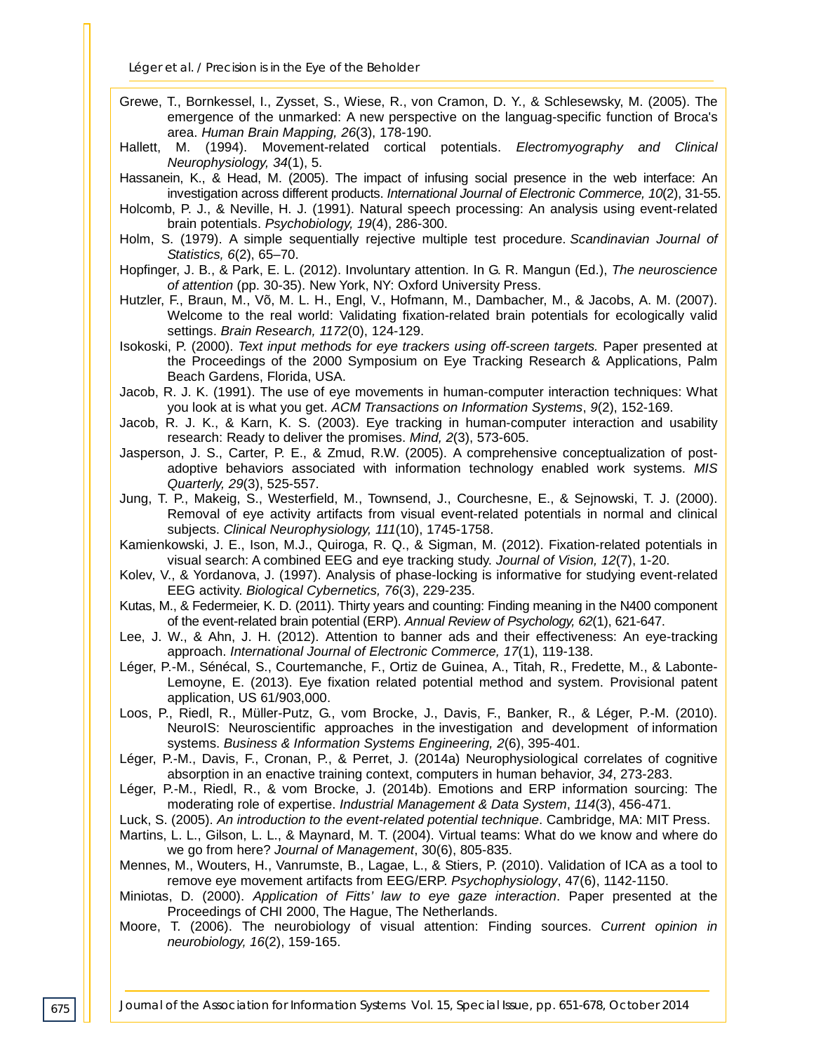Grewe, T., Bornkessel, I., Zysset, S., Wiese, R., von Cramon, D. Y., & Schlesewsky, M. (2005). The emergence of the unmarked: A new perspective on the languag-specific function of Broca's area. *Human Brain Mapping, 26*(3), 178-190.

Hallett, M. (1994). Movement-related cortical potentials. *Electromyography and Clinical Neurophysiology, 34*(1), 5.

Hassanein, K., & Head, M. (2005). The impact of infusing social presence in the web interface: An investigation across different products. *International Journal of Electronic Commerce, 10*(2), 31-55.

Holcomb, P. J., & Neville, H. J. (1991). Natural speech processing: An analysis using event-related brain potentials. *Psychobiology, 19*(4), 286-300.

Holm, S. (1979). A simple sequentially rejective multiple test procedure. *Scandinavian Journal of Statistics, 6*(2), 65–70.

Hopfinger, J. B., & Park, E. L. (2012). Involuntary attention. In G. R. Mangun (Ed.), *The neuroscience of attention* (pp. 30-35). New York, NY: Oxford University Press.

Hutzler, F., Braun, M., Võ, M. L. H., Engl, V., Hofmann, M., Dambacher, M., & Jacobs, A. M. (2007). Welcome to the real world: Validating fixation-related brain potentials for ecologically valid settings. *Brain Research, 1172*(0), 124-129.

Isokoski, P. (2000). *Text input methods for eye trackers using off-screen targets.* Paper presented at the Proceedings of the 2000 Symposium on Eye Tracking Research & Applications, Palm Beach Gardens, Florida, USA.

Jacob, R. J. K. (1991). The use of eye movements in human-computer interaction techniques: What you look at is what you get. *ACM Transactions on Information Systems*, *9*(2), 152-169.

Jacob, R. J. K., & Karn, K. S. (2003). Eye tracking in human-computer interaction and usability research: Ready to deliver the promises. *Mind, 2*(3), 573-605.

Jasperson, J. S., Carter, P. E., & Zmud, R.W. (2005). A comprehensive conceptualization of post-adoptive behaviors associated with information technology enabled work systems. *MIS Quarterly, 29*(3), 525-557.

Jung, T. P., Makeig, S., Westerfield, M., Townsend, J., Courchesne, E., & Sejnowski, T. J. (2000). Removal of eye activity artifacts from visual event-related potentials in normal and clinical subjects. *Clinical Neurophysiology, 111*(10), 1745-1758.

Kamienkowski, J. E., Ison, M.J., Quiroga, R. Q., & Sigman, M. (2012). Fixation-related potentials in visual search: A combined EEG and eye tracking study. *Journal of Vision, 12*(7), 1-20.

Kolev, V., & Yordanova, J. (1997). Analysis of phase-locking is informative for studying event-related EEG activity. *Biological Cybernetics, 76*(3), 229-235.

Kutas, M., & Federmeier, K. D. (2011). Thirty years and counting: Finding meaning in the N400 component of the event-related brain potential (ERP). *Annual Review of Psychology, 62*(1), 621-647.

Lee, J. W., & Ahn, J. H. (2012). Attention to banner ads and their effectiveness: An eye-tracking approach. *International Journal of Electronic Commerce, 17*(1), 119-138.

Léger, P.-M., Sénécal, S., Courtemanche, F., Ortiz de Guinea, A., Titah, R., Fredette, M., & Labonte-Lemoyne, E. (2013). Eye fixation related potential method and system. Provisional patent application, US 61/903,000.

Loos, P., Riedl, R., Müller-Putz, G., vom Brocke, J., Davis, F., Banker, R., & Léger, P.-M. (2010). NeuroIS: Neuroscientific approaches in the investigation and development of information systems. *Business & Information Systems Engineering, 2*(6), 395-401.

Léger, P.-M., Davis, F., Cronan, P., & Perret, J. (2014a) Neurophysiological correlates of cognitive absorption in an enactive training context, computers in human behavior, *34*, 273-283.

Léger, P.-M., Riedl, R., & vom Brocke, J. (2014b). Emotions and ERP information sourcing: The moderating role of expertise. *Industrial Management & Data System*, *114*(3), 456-471.

Luck, S. (2005). *An introduction to the event-related potential technique*. Cambridge, MA: MIT Press.

Martins, L. L., Gilson, L. L., & Maynard, M. T. (2004). Virtual teams: What do we know and where do we go from here? *Journal of Management*, 30(6), 805-835.

Mennes, M., Wouters, H., Vanrumste, B., Lagae, L., & Stiers, P. (2010). Validation of ICA as a tool to remove eye movement artifacts from EEG/ERP. *Psychophysiology*, 47(6), 1142-1150.

Miniotas, D. (2000). *Application of Fitts' law to eye gaze interaction*. Paper presented at the Proceedings of CHI 2000, The Hague, The Netherlands.

Moore, T. (2006). The neurobiology of visual attention: Finding sources. *Current opinion in neurobiology, 16*(2), 159-165.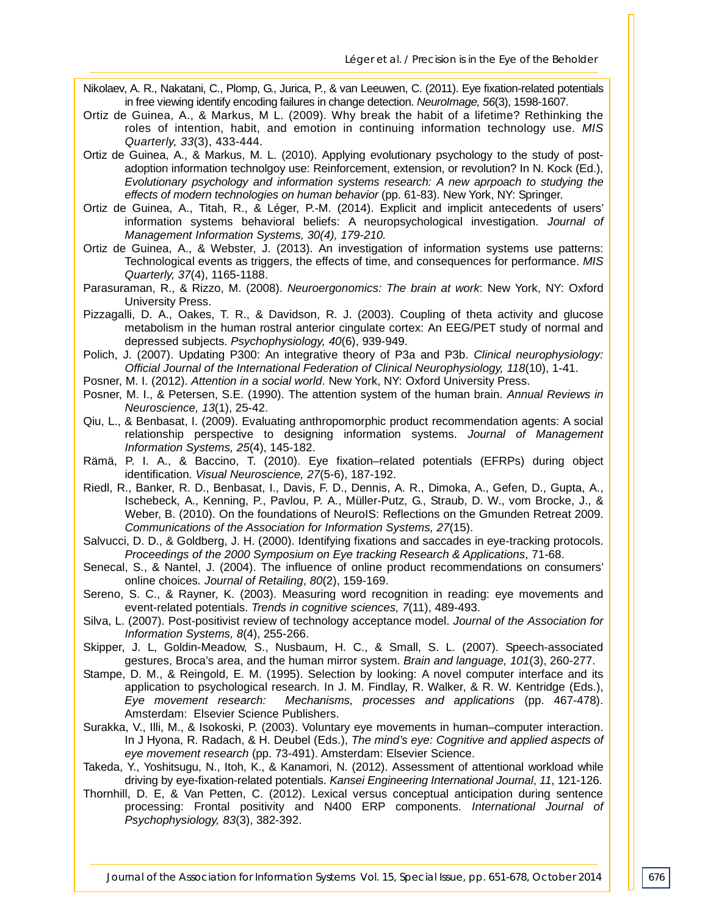Nikolaev, A. R., Nakatani, C., Plomp, G., Jurica, P., & van Leeuwen, C. (2011). Eye fixation-related potentials in free viewing identify encoding failures in change detection. *NeuroImage, 56*(3), 1598-1607.

Ortiz de Guinea, A., & Markus, M L. (2009). Why break the habit of a lifetime? Rethinking the roles of intention, habit, and emotion in continuing information technology use. *MIS Quarterly, 33*(3), 433-444.

Ortiz de Guinea, A., & Markus, M. L. (2010). Applying evolutionary psychology to the study of post-adoption information technolgoy use: Reinforcement, extension, or revolution? In N. Kock (Ed.), *Evolutionary psychology and information systems research: A new aprpoach to studying the effects of modern technologies on human behavior* (pp. 61-83). New York, NY: Springer.

Ortiz de Guinea, A., Titah, R., & Léger, P.-M. (2014). Explicit and implicit antecedents of users' information systems behavioral beliefs: A neuropsychological investigation. *Journal of Management Information Systems, 30(4), 179-210.*

Ortiz de Guinea, A., & Webster, J. (2013). An investigation of information systems use patterns: Technological events as triggers, the effects of time, and consequences for performance. *MIS Quarterly, 37*(4), 1165-1188.

Parasuraman, R., & Rizzo, M. (2008). *Neuroergonomics: The brain at work*: New York, NY: Oxford University Press.

Pizzagalli, D. A., Oakes, T. R., & Davidson, R. J. (2003). Coupling of theta activity and glucose metabolism in the human rostral anterior cingulate cortex: An EEG/PET study of normal and depressed subjects. *Psychophysiology, 40*(6), 939-949.

Polich, J. (2007). Updating P300: An integrative theory of P3a and P3b. *Clinical neurophysiology: Official Journal of the International Federation of Clinical Neurophysiology, 118*(10), 1-41.

Posner, M. I. (2012). *Attention in a social world*. New York, NY: Oxford University Press.

Posner, M. I., & Petersen, S.E. (1990). The attention system of the human brain. *Annual Reviews in Neuroscience, 13*(1), 25-42.

Qiu, L., & Benbasat, I. (2009). Evaluating anthropomorphic product recommendation agents: A social relationship perspective to designing information systems. *Journal of Management Information Systems, 25*(4), 145-182.

Rämä, P. I. A., & Baccino, T. (2010). Eye fixation–related potentials (EFRPs) during object identification. *Visual Neuroscience, 27*(5-6), 187-192.

Riedl, R., Banker, R. D., Benbasat, I., Davis, F. D., Dennis, A. R., Dimoka, A., Gefen, D., Gupta, A., Ischebeck, A., Kenning, P., Pavlou, P. A., Müller-Putz, G., Straub, D. W., vom Brocke, J., & Weber, B. (2010). On the foundations of NeuroIS: Reflections on the Gmunden Retreat 2009. *Communications of the Association for Information Systems, 27*(15).

Salvucci, D. D., & Goldberg, J. H. (2000). Identifying fixations and saccades in eye-tracking protocols. *Proceedings of the 2000 Symposium on Eye tracking Research & Applications*, 71-68.

Senecal, S., & Nantel, J. (2004). The influence of online product recommendations on consumers' online choices. *Journal of Retailing*, *80*(2), 159-169.

Sereno, S. C., & Rayner, K. (2003). Measuring word recognition in reading: eye movements and event-related potentials. *Trends in cognitive sciences, 7*(11), 489-493.

Silva, L. (2007). Post-positivist review of technology acceptance model. *Journal of the Association for Information Systems, 8*(4), 255-266.

Skipper, J. L, Goldin-Meadow, S., Nusbaum, H. C., & Small, S. L. (2007). Speech-associated gestures, Broca's area, and the human mirror system. *Brain and language, 101*(3), 260-277.

Stampe, D. M., & Reingold, E. M. (1995). Selection by looking: A novel computer interface and its application to psychological research. In J. M. Findlay, R. Walker, & R. W. Kentridge (Eds.), *Eye movement research: Mechanisms, processes and applications* (pp. 467-478). Amsterdam: Elsevier Science Publishers.

Surakka, V., Illi, M., & Isokoski, P. (2003). Voluntary eye movements in human–computer interaction. In J Hyona, R. Radach, & H. Deubel (Eds.), *The mind's eye: Cognitive and applied aspects of eye movement research* (pp. 73-491). Amsterdam: Elsevier Science.

Takeda, Y., Yoshitsugu, N., Itoh, K., & Kanamori, N. (2012). Assessment of attentional workload while driving by eye-fixation-related potentials. *Kansei Engineering International Journal*, *11*, 121-126.

Thornhill, D. E, & Van Petten, C. (2012). Lexical versus conceptual anticipation during sentence processing: Frontal positivity and N400 ERP components. *International Journal of Psychophysiology, 83*(3), 382-392.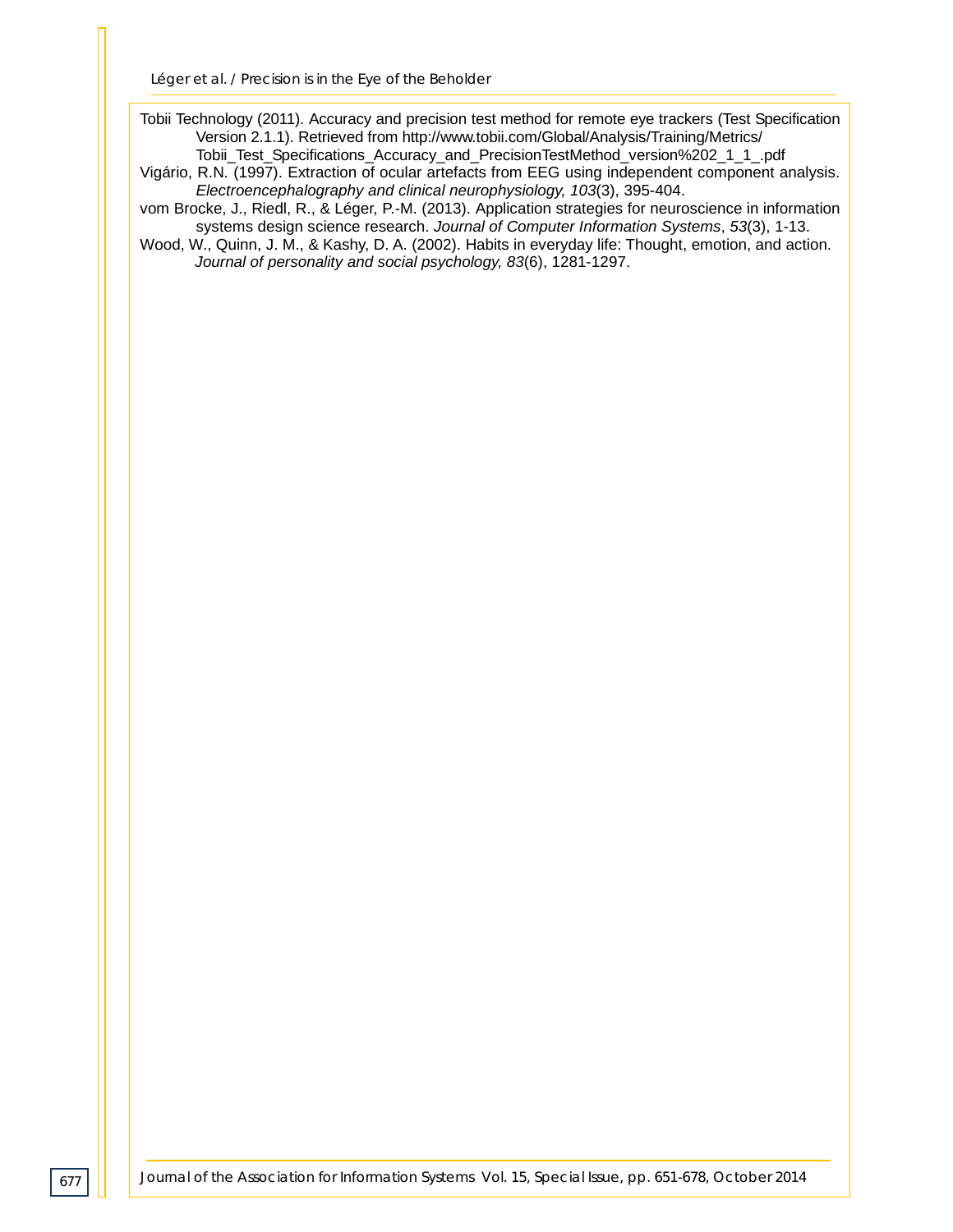Tobii Technology (2011). Accuracy and precision test method for remote eye trackers (Test Specification Version 2.1.1). Retrieved from http://www.tobii.com/Global/Analysis/Training/Metrics/Tobii_Test_Specifications_Accuracy_and_PrecisionTestMethod_version%202_1_1_.pdf

Vigário, R.N. (1997). Extraction of ocular artefacts from EEG using independent component analysis. *Electroencephalography and clinical neurophysiology, 103*(3), 395-404.

vom Brocke, J., Riedl, R., & Léger, P.-M. (2013). Application strategies for neuroscience in information systems design science research. *Journal of Computer Information Systems*, *53*(3), 1-13.

Wood, W., Quinn, J. M., & Kashy, D. A. (2002). Habits in everyday life: Thought, emotion, and action. *Journal of personality and social psychology, 83*(6), 1281-1297.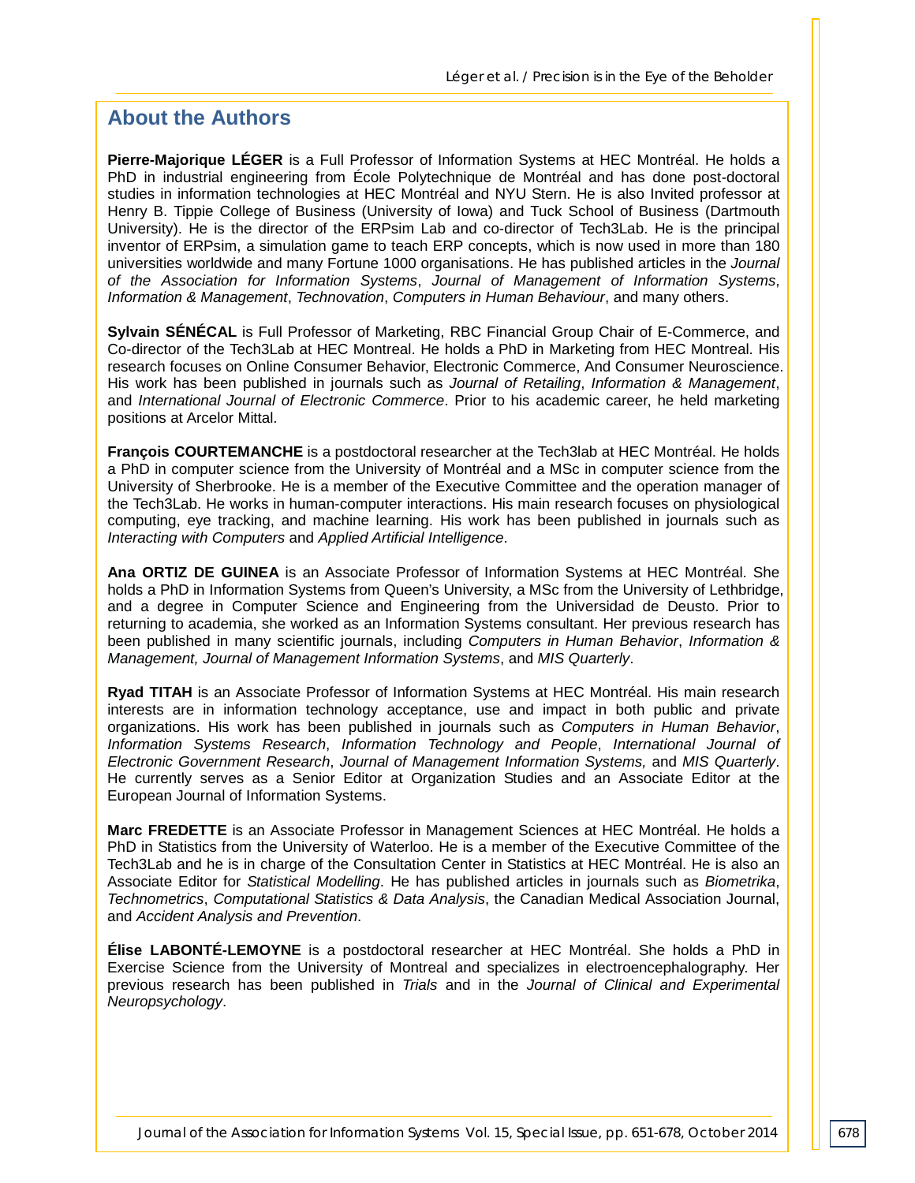## About the Authors

**Pierre-Majorique LÉGER** is a Full Professor of Information Systems at HEC Montréal. He holds a PhD in industrial engineering from École Polytechnique de Montréal and has done post-doctoral studies in information technologies at HEC Montréal and NYU Stern. He is also Invited professor at Henry B. Tippie College of Business (University of Iowa) and Tuck School of Business (Dartmouth University). He is the director of the ERPsim Lab and co-director of Tech3Lab. He is the principal inventor of ERPsim, a simulation game to teach ERP concepts, which is now used in more than 180 universities worldwide and many Fortune 1000 organisations. He has published articles in the *Journal of the Association for Information Systems*, *Journal of Management of Information Systems*, *Information & Management*, *Technovation*, *Computers in Human Behaviour*, and many others.

**Sylvain SÉNÉCAL** is Full Professor of Marketing, RBC Financial Group Chair of E-Commerce, and Co-director of the Tech3Lab at HEC Montreal. He holds a PhD in Marketing from HEC Montreal. His research focuses on Online Consumer Behavior, Electronic Commerce, And Consumer Neuroscience. His work has been published in journals such as *Journal of Retailing*, *Information & Management*, and *International Journal of Electronic Commerce*. Prior to his academic career, he held marketing positions at Arcelor Mittal.

**François COURTEMANCHE** is a postdoctoral researcher at the Tech3lab at HEC Montréal. He holds a PhD in computer science from the University of Montréal and a MSc in computer science from the University of Sherbrooke. He is a member of the Executive Committee and the operation manager of the Tech3Lab. He works in human-computer interactions. His main research focuses on physiological computing, eye tracking, and machine learning. His work has been published in journals such as *Interacting with Computers* and *Applied Artificial Intelligence*.

**Ana ORTIZ DE GUINEA** is an Associate Professor of Information Systems at HEC Montréal. She holds a PhD in Information Systems from Queen's University, a MSc from the University of Lethbridge, and a degree in Computer Science and Engineering from the Universidad de Deusto. Prior to returning to academia, she worked as an Information Systems consultant. Her previous research has been published in many scientific journals, including *Computers in Human Behavior*, *Information & Management, Journal of Management Information Systems*, and *MIS Quarterly*.

**Ryad TITAH** is an Associate Professor of Information Systems at HEC Montréal. His main research interests are in information technology acceptance, use and impact in both public and private organizations. His work has been published in journals such as *Computers in Human Behavior*, *Information Systems Research*, *Information Technology and People*, *International Journal of Electronic Government Research*, *Journal of Management Information Systems,* and *MIS Quarterly*. He currently serves as a Senior Editor at Organization Studies and an Associate Editor at the European Journal of Information Systems.

**Marc FREDETTE** is an Associate Professor in Management Sciences at HEC Montréal. He holds a PhD in Statistics from the University of Waterloo. He is a member of the Executive Committee of the Tech3Lab and he is in charge of the Consultation Center in Statistics at HEC Montréal. He is also an Associate Editor for *Statistical Modelling*. He has published articles in journals such as *Biometrika*, *Technometrics*, *Computational Statistics & Data Analysis*, the Canadian Medical Association Journal, and *Accident Analysis and Prevention*.

**Élise LABONTÉ-LEMOYNE** is a postdoctoral researcher at HEC Montréal. She holds a PhD in Exercise Science from the University of Montreal and specializes in electroencephalography. Her previous research has been published in *Trials* and in the *Journal of Clinical and Experimental Neuropsychology*.